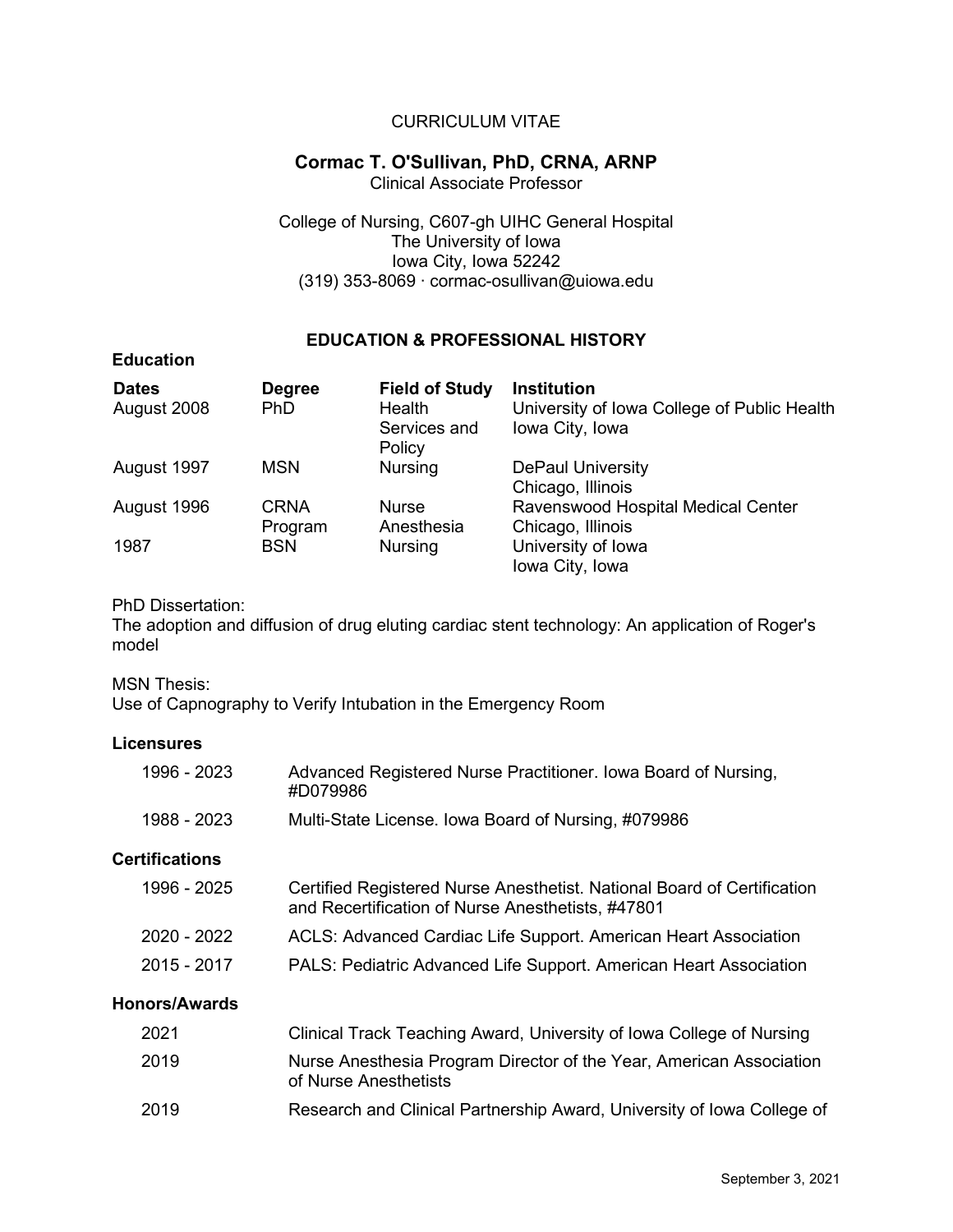CURRICULUM VITAE

# Cormac T. O'Sullivan, PhD, CRNA, ARNP

Clinical Associate Professor

College of Nursing, C607-gh UIHC General Hospital
The University of Iowa
Iowa City, Iowa 52242
(319) 353-8069 · cormac-osullivan@uiowa.edu

## EDUCATION & PROFESSIONAL HISTORY

### Education

| Dates | Degree | Field of Study | Institution |
|---|---|---|---|
| August 2008 | PhD | Health Services and Policy | University of Iowa College of Public Health Iowa City, Iowa |
| August 1997 | MSN | Nursing | DePaul University Chicago, Illinois |
| August 1996 | CRNA Program | Nurse Anesthesia | Ravenswood Hospital Medical Center Chicago, Illinois |
| 1987 | BSN | Nursing | University of Iowa Iowa City, Iowa |

PhD Dissertation:
The adoption and diffusion of drug eluting cardiac stent technology: An application of Roger's model

MSN Thesis:
Use of Capnography to Verify Intubation in the Emergency Room

### Licensures

| | |
|---|---|
| 1996 - 2023 | Advanced Registered Nurse Practitioner. Iowa Board of Nursing, #D079986 |
| 1988 - 2023 | Multi-State License. Iowa Board of Nursing, #079986 |

### Certifications

| | |
|---|---|
| 1996 - 2025 | Certified Registered Nurse Anesthetist. National Board of Certification and Recertification of Nurse Anesthetists, #47801 |
| 2020 - 2022 | ACLS: Advanced Cardiac Life Support. American Heart Association |
| 2015 - 2017 | PALS: Pediatric Advanced Life Support. American Heart Association |

### Honors/Awards

| | |
|---|---|
| 2021 | Clinical Track Teaching Award, University of Iowa College of Nursing |
| 2019 | Nurse Anesthesia Program Director of the Year, American Association of Nurse Anesthetists |
| 2019 | Research and Clinical Partnership Award, University of Iowa College of |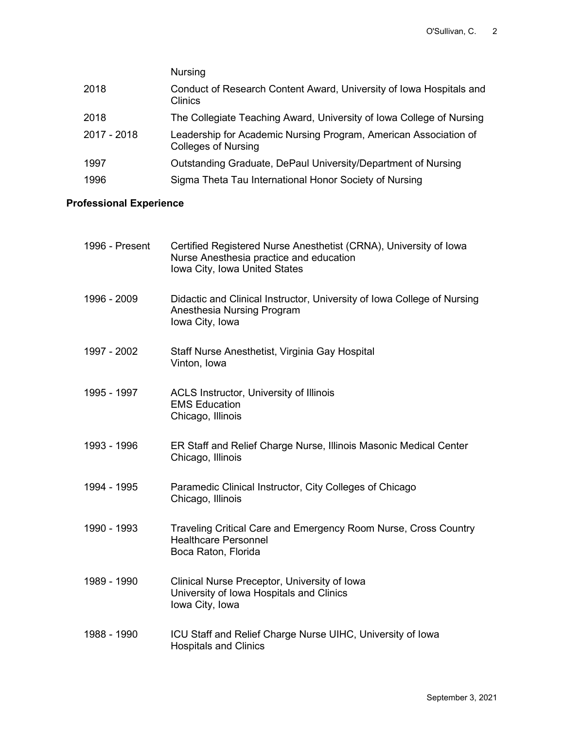| | |
|---|---|
| | Nursing |
| 2018 | Conduct of Research Content Award, University of Iowa Hospitals and Clinics |
| 2018 | The Collegiate Teaching Award, University of Iowa College of Nursing |
| 2017 - 2018 | Leadership for Academic Nursing Program, American Association of Colleges of Nursing |
| 1997 | Outstanding Graduate, DePaul University/Department of Nursing |
| 1996 | Sigma Theta Tau International Honor Society of Nursing |

**Professional Experience**

| | |
|---|---|
| 1996 - Present | Certified Registered Nurse Anesthetist (CRNA), University of Iowa<br>Nurse Anesthesia practice and education<br>Iowa City, Iowa United States |
| 1996 - 2009 | Didactic and Clinical Instructor, University of Iowa College of Nursing<br>Anesthesia Nursing Program<br>Iowa City, Iowa |
| 1997 - 2002 | Staff Nurse Anesthetist, Virginia Gay Hospital<br>Vinton, Iowa |
| 1995 - 1997 | ACLS Instructor, University of Illinois<br>EMS Education<br>Chicago, Illinois |
| 1993 - 1996 | ER Staff and Relief Charge Nurse, Illinois Masonic Medical Center<br>Chicago, Illinois |
| 1994 - 1995 | Paramedic Clinical Instructor, City Colleges of Chicago<br>Chicago, Illinois |
| 1990 - 1993 | Traveling Critical Care and Emergency Room Nurse, Cross Country Healthcare Personnel<br>Boca Raton, Florida |
| 1989 - 1990 | Clinical Nurse Preceptor, University of Iowa<br>University of Iowa Hospitals and Clinics<br>Iowa City, Iowa |
| 1988 - 1990 | ICU Staff and Relief Charge Nurse UIHC, University of Iowa Hospitals and Clinics |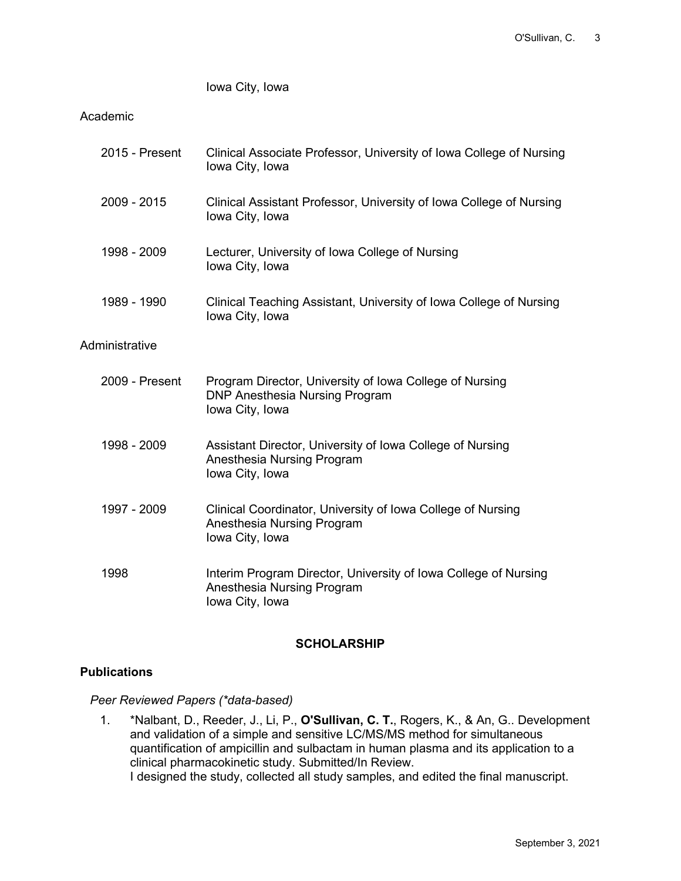Iowa City, Iowa

Academic

| | |
|---|---|
| 2015 - Present | Clinical Associate Professor, University of Iowa College of Nursing<br>Iowa City, Iowa |
| 2009 - 2015 | Clinical Assistant Professor, University of Iowa College of Nursing<br>Iowa City, Iowa |
| 1998 - 2009 | Lecturer, University of Iowa College of Nursing<br>Iowa City, Iowa |
| 1989 - 1990 | Clinical Teaching Assistant, University of Iowa College of Nursing<br>Iowa City, Iowa |

Administrative

| | |
|---|---|
| 2009 - Present | Program Director, University of Iowa College of Nursing<br>DNP Anesthesia Nursing Program<br>Iowa City, Iowa |
| 1998 - 2009 | Assistant Director, University of Iowa College of Nursing<br>Anesthesia Nursing Program<br>Iowa City, Iowa |
| 1997 - 2009 | Clinical Coordinator, University of Iowa College of Nursing<br>Anesthesia Nursing Program<br>Iowa City, Iowa |
| 1998 | Interim Program Director, University of Iowa College of Nursing<br>Anesthesia Nursing Program<br>Iowa City, Iowa |

## SCHOLARSHIP

### Publications

*Peer Reviewed Papers (*data-based)*

1. *Nalbant, D., Reeder, J., Li, P., **O'Sullivan, C. T.**, Rogers, K., & An, G.. Development and validation of a simple and sensitive LC/MS/MS method for simultaneous quantification of ampicillin and sulbactam in human plasma and its application to a clinical pharmacokinetic study. Submitted/In Review.
   I designed the study, collected all study samples, and edited the final manuscript.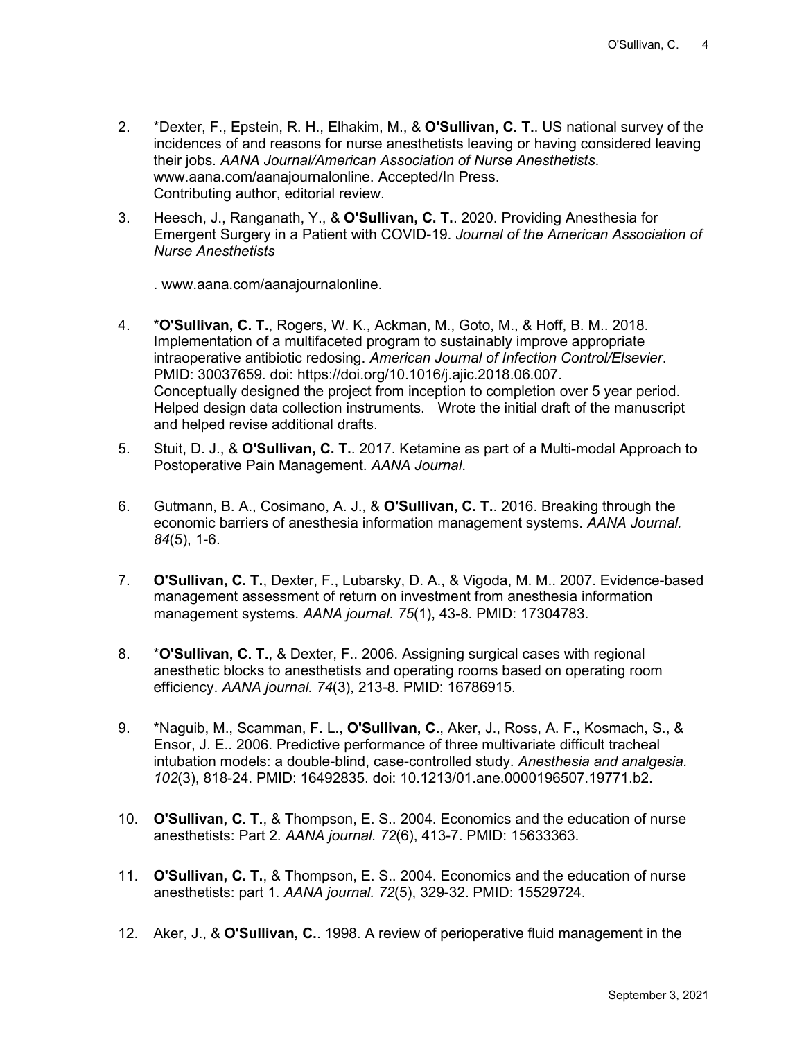2. *Dexter, F., Epstein, R. H., Elhakim, M., & **O'Sullivan, C. T.**. US national survey of the incidences of and reasons for nurse anesthetists leaving or having considered leaving their jobs. *AANA Journal/American Association of Nurse Anesthetists*. www.aana.com/aanajournalonline. Accepted/In Press.
   Contributing author, editorial review.

3. Heesch, J., Ranganath, Y., & **O'Sullivan, C. T.**. 2020. Providing Anesthesia for Emergent Surgery in a Patient with COVID-19. *Journal of the American Association of Nurse Anesthetists*

   . www.aana.com/aanajournalonline.

4. ***O'Sullivan, C. T.**, Rogers, W. K., Ackman, M., Goto, M., & Hoff, B. M.. 2018. Implementation of a multifaceted program to sustainably improve appropriate intraoperative antibiotic redosing. *American Journal of Infection Control/Elsevier*. PMID: 30037659. doi: https://doi.org/10.1016/j.ajic.2018.06.007.
   Conceptually designed the project from inception to completion over 5 year period. Helped design data collection instruments. Wrote the initial draft of the manuscript and helped revise additional drafts.

5. Stuit, D. J., & **O'Sullivan, C. T.**. 2017. Ketamine as part of a Multi-modal Approach to Postoperative Pain Management. *AANA Journal*.

6. Gutmann, B. A., Cosimano, A. J., & **O'Sullivan, C. T.**. 2016. Breaking through the economic barriers of anesthesia information management systems. *AANA Journal. 84*(5), 1-6.

7. **O'Sullivan, C. T.**, Dexter, F., Lubarsky, D. A., & Vigoda, M. M.. 2007. Evidence-based management assessment of return on investment from anesthesia information management systems. *AANA journal. 75*(1), 43-8. PMID: 17304783.

8. ***O'Sullivan, C. T.**, & Dexter, F.. 2006. Assigning surgical cases with regional anesthetic blocks to anesthetists and operating rooms based on operating room efficiency. *AANA journal. 74*(3), 213-8. PMID: 16786915.

9. *Naguib, M., Scamman, F. L., **O'Sullivan, C.**, Aker, J., Ross, A. F., Kosmach, S., & Ensor, J. E.. 2006. Predictive performance of three multivariate difficult tracheal intubation models: a double-blind, case-controlled study. *Anesthesia and analgesia. 102*(3), 818-24. PMID: 16492835. doi: 10.1213/01.ane.0000196507.19771.b2.

10. **O'Sullivan, C. T.**, & Thompson, E. S.. 2004. Economics and the education of nurse anesthetists: Part 2. *AANA journal. 72*(6), 413-7. PMID: 15633363.

11. **O'Sullivan, C. T.**, & Thompson, E. S.. 2004. Economics and the education of nurse anesthetists: part 1. *AANA journal. 72*(5), 329-32. PMID: 15529724.

12. Aker, J., & **O'Sullivan, C.**. 1998. A review of perioperative fluid management in the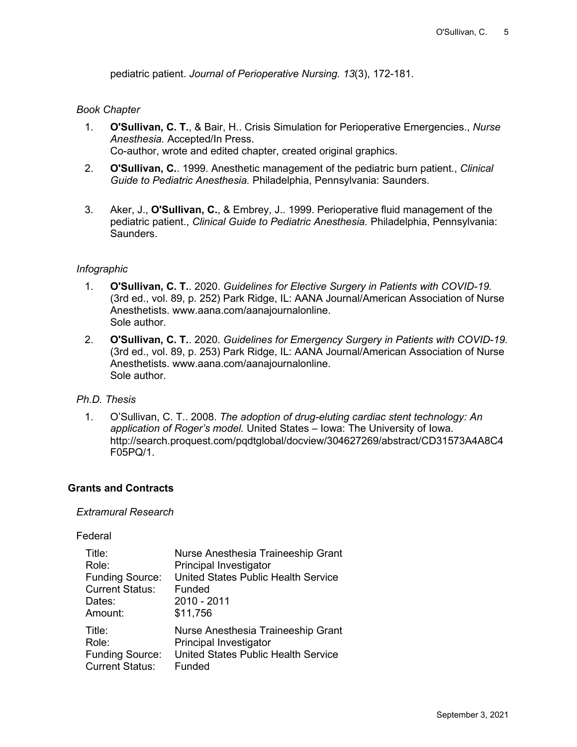pediatric patient. *Journal of Perioperative Nursing. 13*(3), 172-181.

*Book Chapter*

1. **O'Sullivan, C. T.**, & Bair, H.. Crisis Simulation for Perioperative Emergencies., *Nurse Anesthesia.* Accepted/In Press.
   Co-author, wrote and edited chapter, created original graphics.
2. **O'Sullivan, C.**. 1999. Anesthetic management of the pediatric burn patient., *Clinical Guide to Pediatric Anesthesia.* Philadelphia, Pennsylvania: Saunders.
3. Aker, J., **O'Sullivan, C.**, & Embrey, J.. 1999. Perioperative fluid management of the pediatric patient., *Clinical Guide to Pediatric Anesthesia.* Philadelphia, Pennsylvania: Saunders.

*Infographic*

1. **O'Sullivan, C. T.**. 2020. *Guidelines for Elective Surgery in Patients with COVID-19.* (3rd ed., vol. 89, p. 252) Park Ridge, IL: AANA Journal/American Association of Nurse Anesthetists. www.aana.com/aanajournalonline.
   Sole author.
2. **O'Sullivan, C. T.**. 2020. *Guidelines for Emergency Surgery in Patients with COVID-19.* (3rd ed., vol. 89, p. 253) Park Ridge, IL: AANA Journal/American Association of Nurse Anesthetists. www.aana.com/aanajournalonline.
   Sole author.

*Ph.D. Thesis*

1. O’Sullivan, C. T.. 2008. *The adoption of drug-eluting cardiac stent technology: An application of Roger’s model.* United States – Iowa: The University of Iowa. http://search.proquest.com/pqdtglobal/docview/304627269/abstract/CD31573A4A8C4F05PQ/1.

## Grants and Contracts

*Extramural Research*

Federal

Title: Nurse Anesthesia Traineeship Grant
Role: Principal Investigator
Funding Source: United States Public Health Service
Current Status: Funded
Dates: 2010 - 2011
Amount: $11,756

Title: Nurse Anesthesia Traineeship Grant
Role: Principal Investigator
Funding Source: United States Public Health Service
Current Status: Funded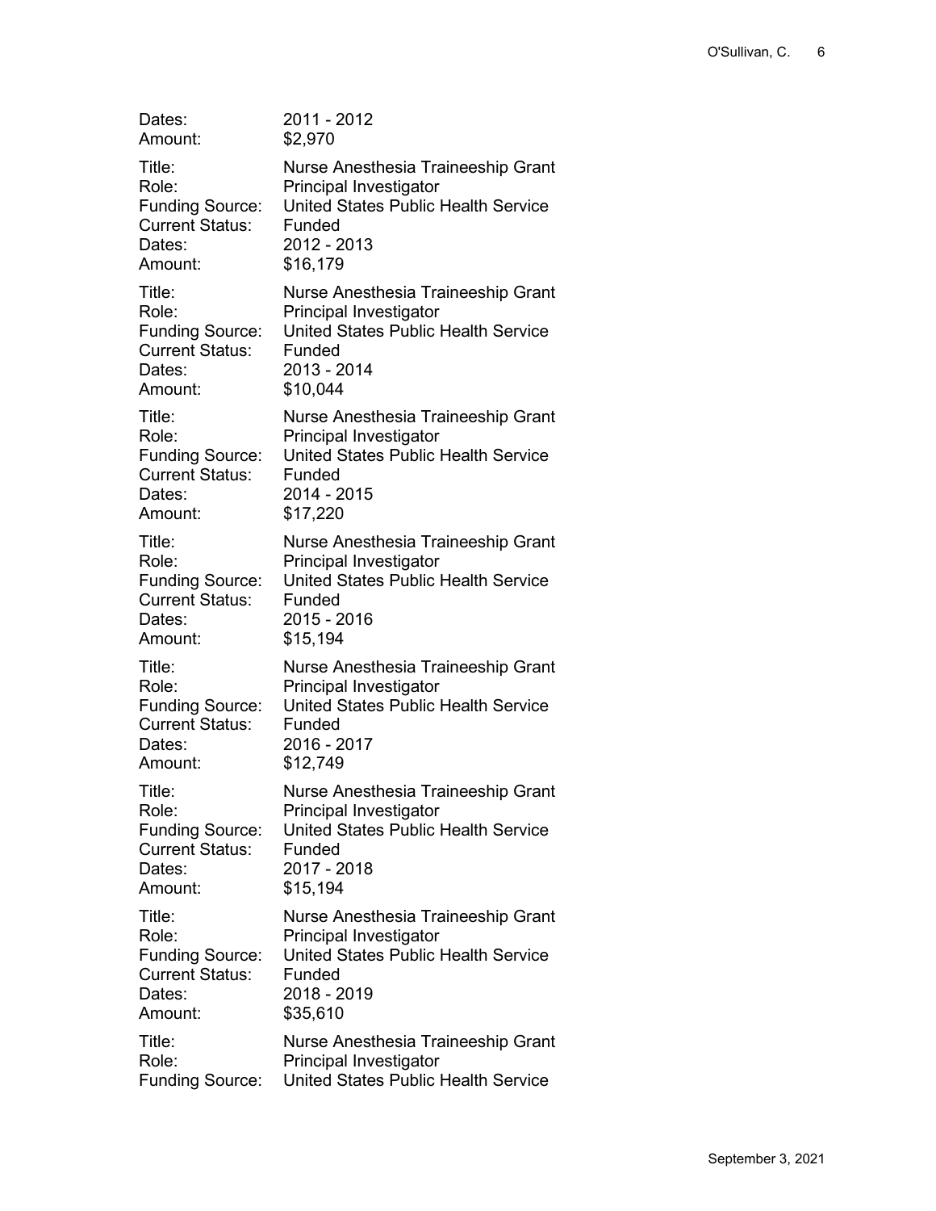Dates: 2011 - 2012
Amount: $2,970

Title: Nurse Anesthesia Traineeship Grant
Role: Principal Investigator
Funding Source: United States Public Health Service
Current Status: Funded
Dates: 2012 - 2013
Amount: $16,179

Title: Nurse Anesthesia Traineeship Grant
Role: Principal Investigator
Funding Source: United States Public Health Service
Current Status: Funded
Dates: 2013 - 2014
Amount: $10,044

Title: Nurse Anesthesia Traineeship Grant
Role: Principal Investigator
Funding Source: United States Public Health Service
Current Status: Funded
Dates: 2014 - 2015
Amount: $17,220

Title: Nurse Anesthesia Traineeship Grant
Role: Principal Investigator
Funding Source: United States Public Health Service
Current Status: Funded
Dates: 2015 - 2016
Amount: $15,194

Title: Nurse Anesthesia Traineeship Grant
Role: Principal Investigator
Funding Source: United States Public Health Service
Current Status: Funded
Dates: 2016 - 2017
Amount: $12,749

Title: Nurse Anesthesia Traineeship Grant
Role: Principal Investigator
Funding Source: United States Public Health Service
Current Status: Funded
Dates: 2017 - 2018
Amount: $15,194

Title: Nurse Anesthesia Traineeship Grant
Role: Principal Investigator
Funding Source: United States Public Health Service
Current Status: Funded
Dates: 2018 - 2019
Amount: $35,610

Title: Nurse Anesthesia Traineeship Grant
Role: Principal Investigator
Funding Source: United States Public Health Service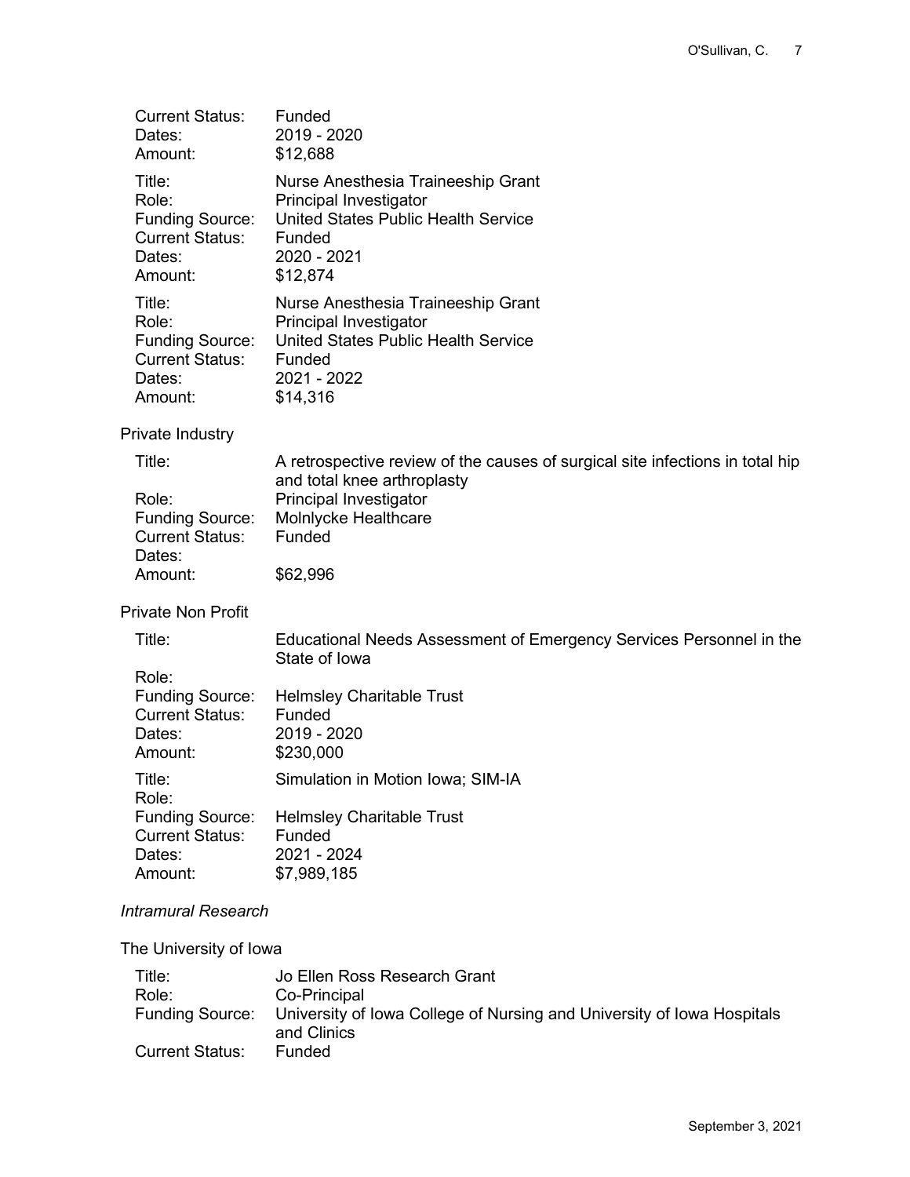Current Status: Funded
Dates: 2019 - 2020
Amount: $12,688

Title: Nurse Anesthesia Traineeship Grant
Role: Principal Investigator
Funding Source: United States Public Health Service
Current Status: Funded
Dates: 2020 - 2021
Amount: $12,874

Title: Nurse Anesthesia Traineeship Grant
Role: Principal Investigator
Funding Source: United States Public Health Service
Current Status: Funded
Dates: 2021 - 2022
Amount: $14,316

Private Industry

Title: A retrospective review of the causes of surgical site infections in total hip and total knee arthroplasty
Role: Principal Investigator
Funding Source: Molnlycke Healthcare
Current Status: Funded
Dates:
Amount: $62,996

Private Non Profit

Title: Educational Needs Assessment of Emergency Services Personnel in the State of Iowa
Role:
Funding Source: Helmsley Charitable Trust
Current Status: Funded
Dates: 2019 - 2020
Amount: $230,000

Title: Simulation in Motion Iowa; SIM-IA
Role:
Funding Source: Helmsley Charitable Trust
Current Status: Funded
Dates: 2021 - 2024
Amount: $7,989,185

*Intramural Research*

The University of Iowa

Title: Jo Ellen Ross Research Grant
Role: Co-Principal
Funding Source: University of Iowa College of Nursing and University of Iowa Hospitals and Clinics
Current Status: Funded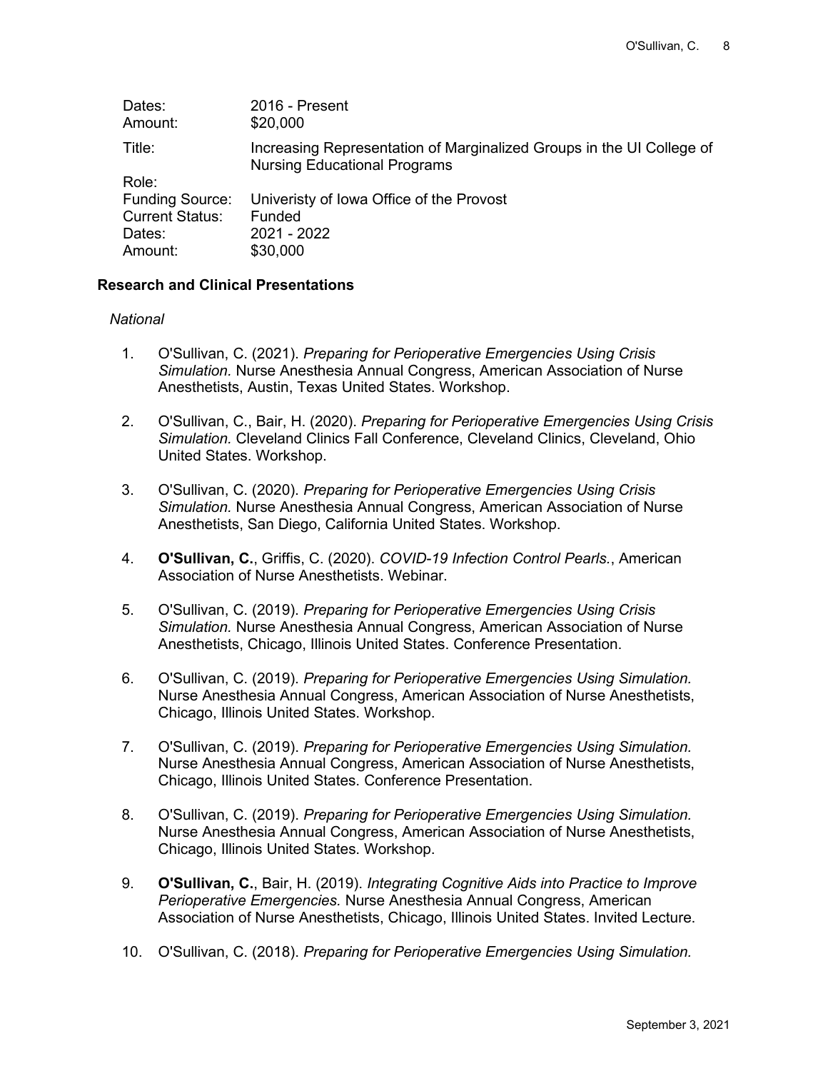Dates: 2016 - Present
Amount: $20,000

Title: Increasing Representation of Marginalized Groups in the UI College of Nursing Educational Programs
Role:
Funding Source: Univeristy of Iowa Office of the Provost
Current Status: Funded
Dates: 2021 - 2022
Amount: $30,000

### Research and Clinical Presentations

*National*

1. O'Sullivan, C. (2021). *Preparing for Perioperative Emergencies Using Crisis Simulation.* Nurse Anesthesia Annual Congress, American Association of Nurse Anesthetists, Austin, Texas United States. Workshop.

2. O'Sullivan, C., Bair, H. (2020). *Preparing for Perioperative Emergencies Using Crisis Simulation.* Cleveland Clinics Fall Conference, Cleveland Clinics, Cleveland, Ohio United States. Workshop.

3. O'Sullivan, C. (2020). *Preparing for Perioperative Emergencies Using Crisis Simulation.* Nurse Anesthesia Annual Congress, American Association of Nurse Anesthetists, San Diego, California United States. Workshop.

4. **O'Sullivan, C.**, Griffis, C. (2020). *COVID-19 Infection Control Pearls.*, American Association of Nurse Anesthetists. Webinar.

5. O'Sullivan, C. (2019). *Preparing for Perioperative Emergencies Using Crisis Simulation.* Nurse Anesthesia Annual Congress, American Association of Nurse Anesthetists, Chicago, Illinois United States. Conference Presentation.

6. O'Sullivan, C. (2019). *Preparing for Perioperative Emergencies Using Simulation.* Nurse Anesthesia Annual Congress, American Association of Nurse Anesthetists, Chicago, Illinois United States. Workshop.

7. O'Sullivan, C. (2019). *Preparing for Perioperative Emergencies Using Simulation.* Nurse Anesthesia Annual Congress, American Association of Nurse Anesthetists, Chicago, Illinois United States. Conference Presentation.

8. O'Sullivan, C. (2019). *Preparing for Perioperative Emergencies Using Simulation.* Nurse Anesthesia Annual Congress, American Association of Nurse Anesthetists, Chicago, Illinois United States. Workshop.

9. **O'Sullivan, C.**, Bair, H. (2019). *Integrating Cognitive Aids into Practice to Improve Perioperative Emergencies.* Nurse Anesthesia Annual Congress, American Association of Nurse Anesthetists, Chicago, Illinois United States. Invited Lecture.

10. O'Sullivan, C. (2018). *Preparing for Perioperative Emergencies Using Simulation.*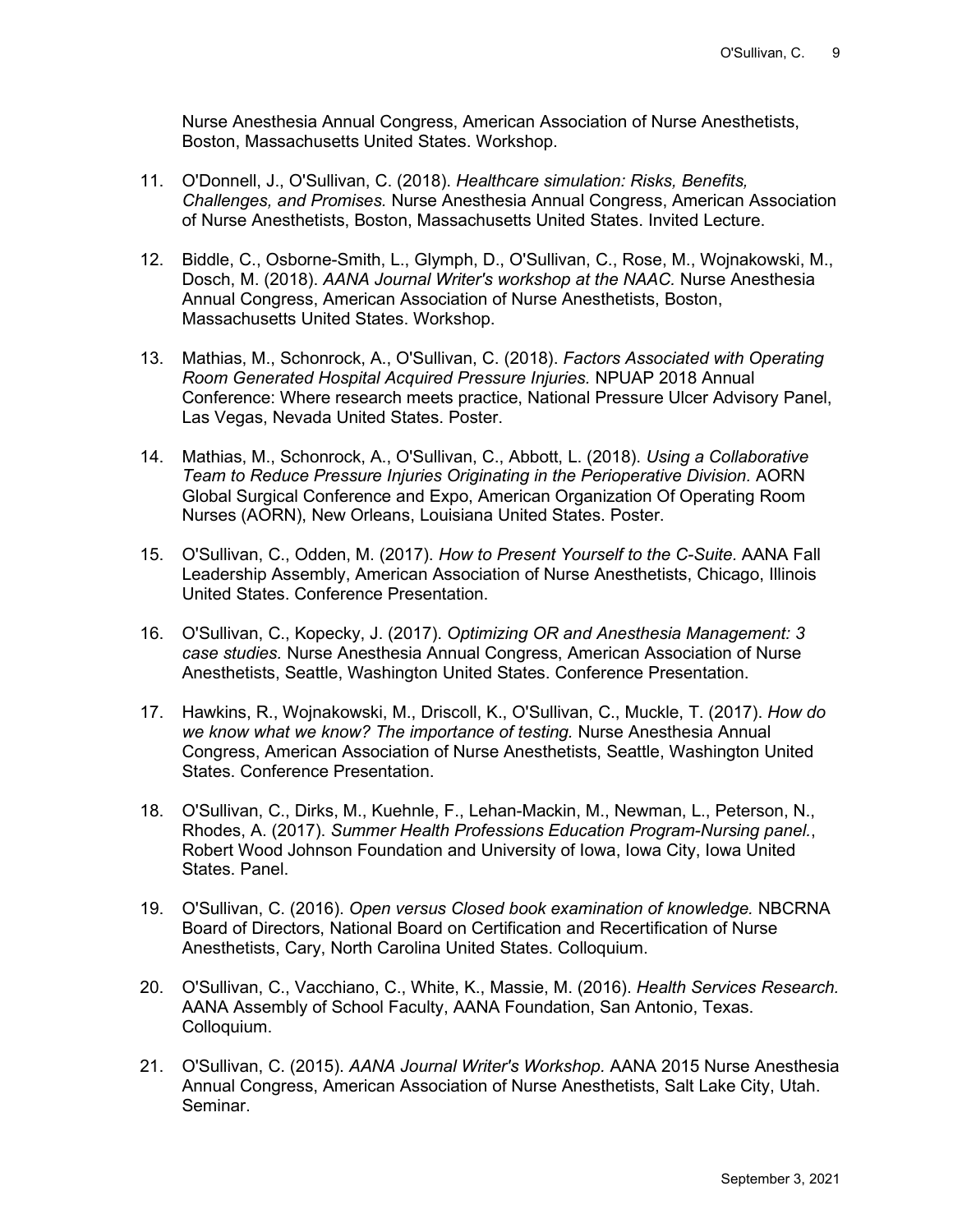Nurse Anesthesia Annual Congress, American Association of Nurse Anesthetists, Boston, Massachusetts United States. Workshop.

11. O'Donnell, J., O'Sullivan, C. (2018). *Healthcare simulation: Risks, Benefits, Challenges, and Promises.* Nurse Anesthesia Annual Congress, American Association of Nurse Anesthetists, Boston, Massachusetts United States. Invited Lecture.

12. Biddle, C., Osborne-Smith, L., Glymph, D., O'Sullivan, C., Rose, M., Wojnakowski, M., Dosch, M. (2018). *AANA Journal Writer's workshop at the NAAC.* Nurse Anesthesia Annual Congress, American Association of Nurse Anesthetists, Boston, Massachusetts United States. Workshop.

13. Mathias, M., Schonrock, A., O'Sullivan, C. (2018). *Factors Associated with Operating Room Generated Hospital Acquired Pressure Injuries.* NPUAP 2018 Annual Conference: Where research meets practice, National Pressure Ulcer Advisory Panel, Las Vegas, Nevada United States. Poster.

14. Mathias, M., Schonrock, A., O'Sullivan, C., Abbott, L. (2018). *Using a Collaborative Team to Reduce Pressure Injuries Originating in the Perioperative Division.* AORN Global Surgical Conference and Expo, American Organization Of Operating Room Nurses (AORN), New Orleans, Louisiana United States. Poster.

15. O'Sullivan, C., Odden, M. (2017). *How to Present Yourself to the C-Suite.* AANA Fall Leadership Assembly, American Association of Nurse Anesthetists, Chicago, Illinois United States. Conference Presentation.

16. O'Sullivan, C., Kopecky, J. (2017). *Optimizing OR and Anesthesia Management: 3 case studies.* Nurse Anesthesia Annual Congress, American Association of Nurse Anesthetists, Seattle, Washington United States. Conference Presentation.

17. Hawkins, R., Wojnakowski, M., Driscoll, K., O'Sullivan, C., Muckle, T. (2017). *How do we know what we know? The importance of testing.* Nurse Anesthesia Annual Congress, American Association of Nurse Anesthetists, Seattle, Washington United States. Conference Presentation.

18. O'Sullivan, C., Dirks, M., Kuehnle, F., Lehan-Mackin, M., Newman, L., Peterson, N., Rhodes, A. (2017). *Summer Health Professions Education Program-Nursing panel.*, Robert Wood Johnson Foundation and University of Iowa, Iowa City, Iowa United States. Panel.

19. O'Sullivan, C. (2016). *Open versus Closed book examination of knowledge.* NBCRNA Board of Directors, National Board on Certification and Recertification of Nurse Anesthetists, Cary, North Carolina United States. Colloquium.

20. O'Sullivan, C., Vacchiano, C., White, K., Massie, M. (2016). *Health Services Research.* AANA Assembly of School Faculty, AANA Foundation, San Antonio, Texas. Colloquium.

21. O'Sullivan, C. (2015). *AANA Journal Writer's Workshop.* AANA 2015 Nurse Anesthesia Annual Congress, American Association of Nurse Anesthetists, Salt Lake City, Utah. Seminar.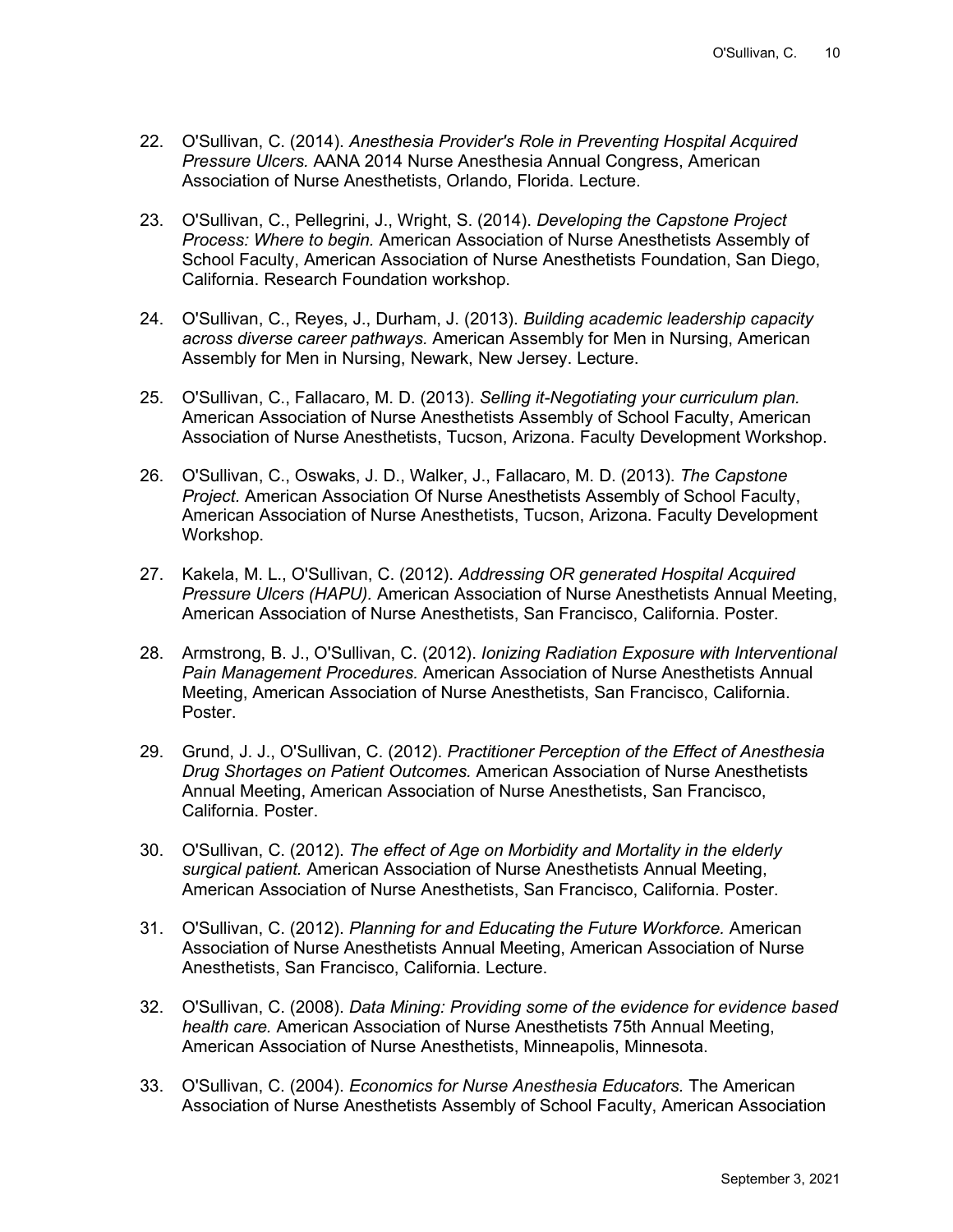22. O'Sullivan, C. (2014). *Anesthesia Provider's Role in Preventing Hospital Acquired Pressure Ulcers.* AANA 2014 Nurse Anesthesia Annual Congress, American Association of Nurse Anesthetists, Orlando, Florida. Lecture.

23. O'Sullivan, C., Pellegrini, J., Wright, S. (2014). *Developing the Capstone Project Process: Where to begin.* American Association of Nurse Anesthetists Assembly of School Faculty, American Association of Nurse Anesthetists Foundation, San Diego, California. Research Foundation workshop.

24. O'Sullivan, C., Reyes, J., Durham, J. (2013). *Building academic leadership capacity across diverse career pathways.* American Assembly for Men in Nursing, American Assembly for Men in Nursing, Newark, New Jersey. Lecture.

25. O'Sullivan, C., Fallacaro, M. D. (2013). *Selling it-Negotiating your curriculum plan.* American Association of Nurse Anesthetists Assembly of School Faculty, American Association of Nurse Anesthetists, Tucson, Arizona. Faculty Development Workshop.

26. O'Sullivan, C., Oswaks, J. D., Walker, J., Fallacaro, M. D. (2013). *The Capstone Project.* American Association Of Nurse Anesthetists Assembly of School Faculty, American Association of Nurse Anesthetists, Tucson, Arizona. Faculty Development Workshop.

27. Kakela, M. L., O'Sullivan, C. (2012). *Addressing OR generated Hospital Acquired Pressure Ulcers (HAPU).* American Association of Nurse Anesthetists Annual Meeting, American Association of Nurse Anesthetists, San Francisco, California. Poster.

28. Armstrong, B. J., O'Sullivan, C. (2012). *Ionizing Radiation Exposure with Interventional Pain Management Procedures.* American Association of Nurse Anesthetists Annual Meeting, American Association of Nurse Anesthetists, San Francisco, California. Poster.

29. Grund, J. J., O'Sullivan, C. (2012). *Practitioner Perception of the Effect of Anesthesia Drug Shortages on Patient Outcomes.* American Association of Nurse Anesthetists Annual Meeting, American Association of Nurse Anesthetists, San Francisco, California. Poster.

30. O'Sullivan, C. (2012). *The effect of Age on Morbidity and Mortality in the elderly surgical patient.* American Association of Nurse Anesthetists Annual Meeting, American Association of Nurse Anesthetists, San Francisco, California. Poster.

31. O'Sullivan, C. (2012). *Planning for and Educating the Future Workforce.* American Association of Nurse Anesthetists Annual Meeting, American Association of Nurse Anesthetists, San Francisco, California. Lecture.

32. O'Sullivan, C. (2008). *Data Mining: Providing some of the evidence for evidence based health care.* American Association of Nurse Anesthetists 75th Annual Meeting, American Association of Nurse Anesthetists, Minneapolis, Minnesota.

33. O'Sullivan, C. (2004). *Economics for Nurse Anesthesia Educators.* The American Association of Nurse Anesthetists Assembly of School Faculty, American Association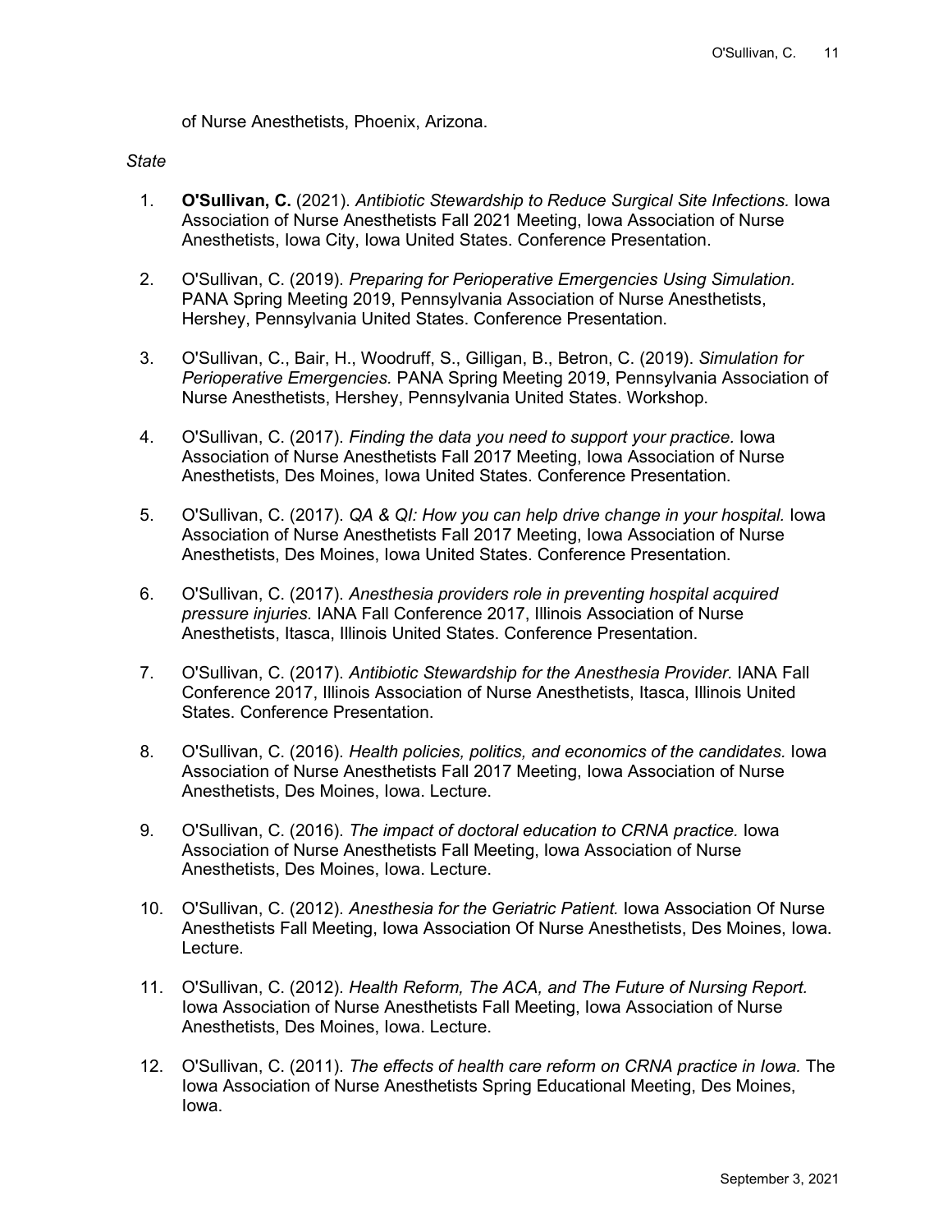of Nurse Anesthetists, Phoenix, Arizona.

*State*

1. **O'Sullivan, C.** (2021). *Antibiotic Stewardship to Reduce Surgical Site Infections.* Iowa Association of Nurse Anesthetists Fall 2021 Meeting, Iowa Association of Nurse Anesthetists, Iowa City, Iowa United States. Conference Presentation.

2. O'Sullivan, C. (2019). *Preparing for Perioperative Emergencies Using Simulation.* PANA Spring Meeting 2019, Pennsylvania Association of Nurse Anesthetists, Hershey, Pennsylvania United States. Conference Presentation.

3. O'Sullivan, C., Bair, H., Woodruff, S., Gilligan, B., Betron, C. (2019). *Simulation for Perioperative Emergencies.* PANA Spring Meeting 2019, Pennsylvania Association of Nurse Anesthetists, Hershey, Pennsylvania United States. Workshop.

4. O'Sullivan, C. (2017). *Finding the data you need to support your practice.* Iowa Association of Nurse Anesthetists Fall 2017 Meeting, Iowa Association of Nurse Anesthetists, Des Moines, Iowa United States. Conference Presentation.

5. O'Sullivan, C. (2017). *QA & QI: How you can help drive change in your hospital.* Iowa Association of Nurse Anesthetists Fall 2017 Meeting, Iowa Association of Nurse Anesthetists, Des Moines, Iowa United States. Conference Presentation.

6. O'Sullivan, C. (2017). *Anesthesia providers role in preventing hospital acquired pressure injuries.* IANA Fall Conference 2017, Illinois Association of Nurse Anesthetists, Itasca, Illinois United States. Conference Presentation.

7. O'Sullivan, C. (2017). *Antibiotic Stewardship for the Anesthesia Provider.* IANA Fall Conference 2017, Illinois Association of Nurse Anesthetists, Itasca, Illinois United States. Conference Presentation.

8. O'Sullivan, C. (2016). *Health policies, politics, and economics of the candidates.* Iowa Association of Nurse Anesthetists Fall 2017 Meeting, Iowa Association of Nurse Anesthetists, Des Moines, Iowa. Lecture.

9. O'Sullivan, C. (2016). *The impact of doctoral education to CRNA practice.* Iowa Association of Nurse Anesthetists Fall Meeting, Iowa Association of Nurse Anesthetists, Des Moines, Iowa. Lecture.

10. O'Sullivan, C. (2012). *Anesthesia for the Geriatric Patient.* Iowa Association Of Nurse Anesthetists Fall Meeting, Iowa Association Of Nurse Anesthetists, Des Moines, Iowa. Lecture.

11. O'Sullivan, C. (2012). *Health Reform, The ACA, and The Future of Nursing Report.* Iowa Association of Nurse Anesthetists Fall Meeting, Iowa Association of Nurse Anesthetists, Des Moines, Iowa. Lecture.

12. O'Sullivan, C. (2011). *The effects of health care reform on CRNA practice in Iowa.* The Iowa Association of Nurse Anesthetists Spring Educational Meeting, Des Moines, Iowa.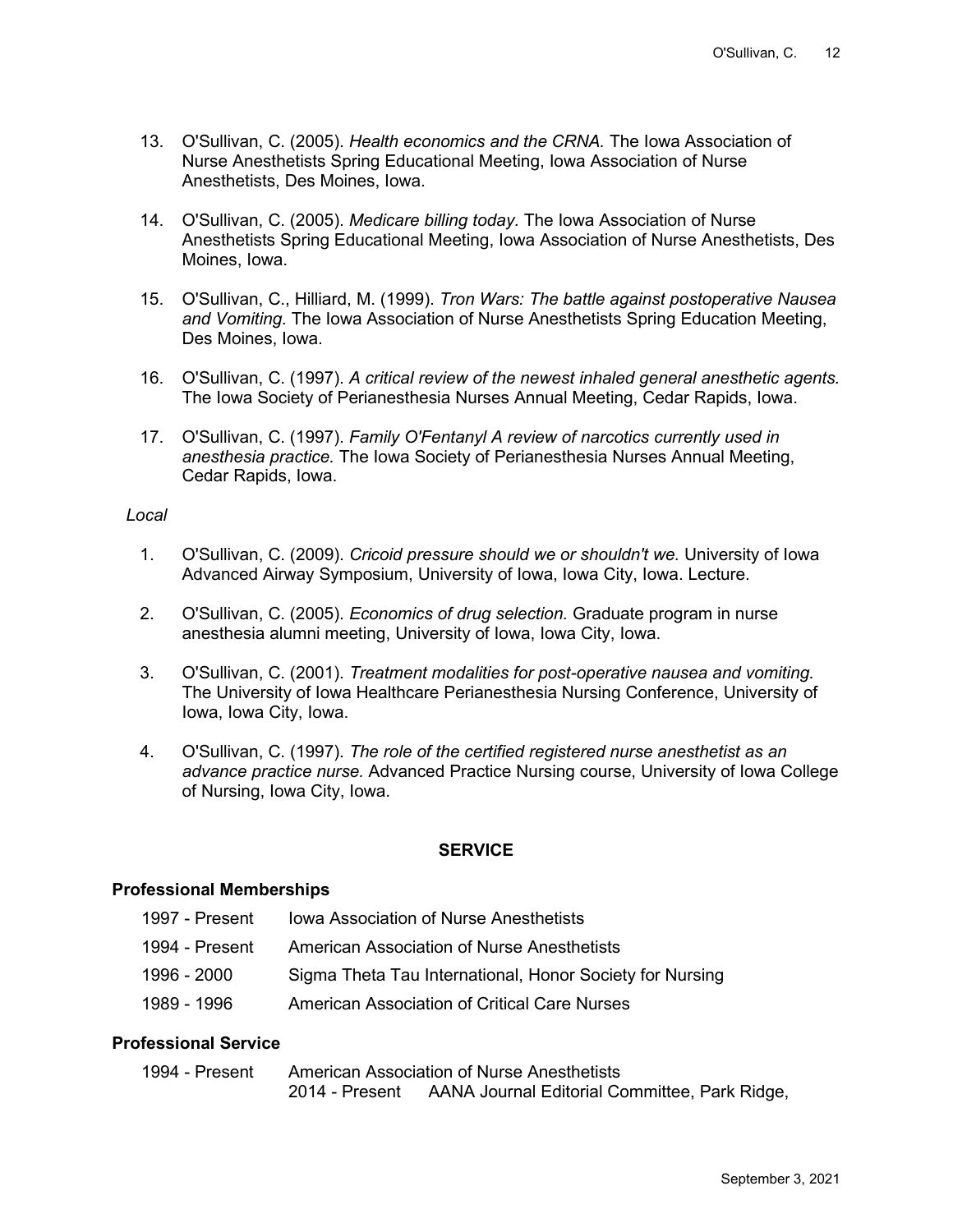13. O'Sullivan, C. (2005). *Health economics and the CRNA.* The Iowa Association of Nurse Anesthetists Spring Educational Meeting, Iowa Association of Nurse Anesthetists, Des Moines, Iowa.

14. O'Sullivan, C. (2005). *Medicare billing today.* The Iowa Association of Nurse Anesthetists Spring Educational Meeting, Iowa Association of Nurse Anesthetists, Des Moines, Iowa.

15. O'Sullivan, C., Hilliard, M. (1999). *Tron Wars: The battle against postoperative Nausea and Vomiting.* The Iowa Association of Nurse Anesthetists Spring Education Meeting, Des Moines, Iowa.

16. O'Sullivan, C. (1997). *A critical review of the newest inhaled general anesthetic agents.* The Iowa Society of Perianesthesia Nurses Annual Meeting, Cedar Rapids, Iowa.

17. O'Sullivan, C. (1997). *Family O'Fentanyl A review of narcotics currently used in anesthesia practice.* The Iowa Society of Perianesthesia Nurses Annual Meeting, Cedar Rapids, Iowa.

*Local*

1. O'Sullivan, C. (2009). *Cricoid pressure should we or shouldn't we.* University of Iowa Advanced Airway Symposium, University of Iowa, Iowa City, Iowa. Lecture.

2. O'Sullivan, C. (2005). *Economics of drug selection.* Graduate program in nurse anesthesia alumni meeting, University of Iowa, Iowa City, Iowa.

3. O'Sullivan, C. (2001). *Treatment modalities for post-operative nausea and vomiting.* The University of Iowa Healthcare Perianesthesia Nursing Conference, University of Iowa, Iowa City, Iowa.

4. O'Sullivan, C. (1997). *The role of the certified registered nurse anesthetist as an advance practice nurse.* Advanced Practice Nursing course, University of Iowa College of Nursing, Iowa City, Iowa.

## SERVICE

### Professional Memberships

| | |
|---|---|
| 1997 - Present | Iowa Association of Nurse Anesthetists |
| 1994 - Present | American Association of Nurse Anesthetists |
| 1996 - 2000 | Sigma Theta Tau International, Honor Society for Nursing |
| 1989 - 1996 | American Association of Critical Care Nurses |

### Professional Service

1994 - Present American Association of Nurse Anesthetists

2014 - Present AANA Journal Editorial Committee, Park Ridge,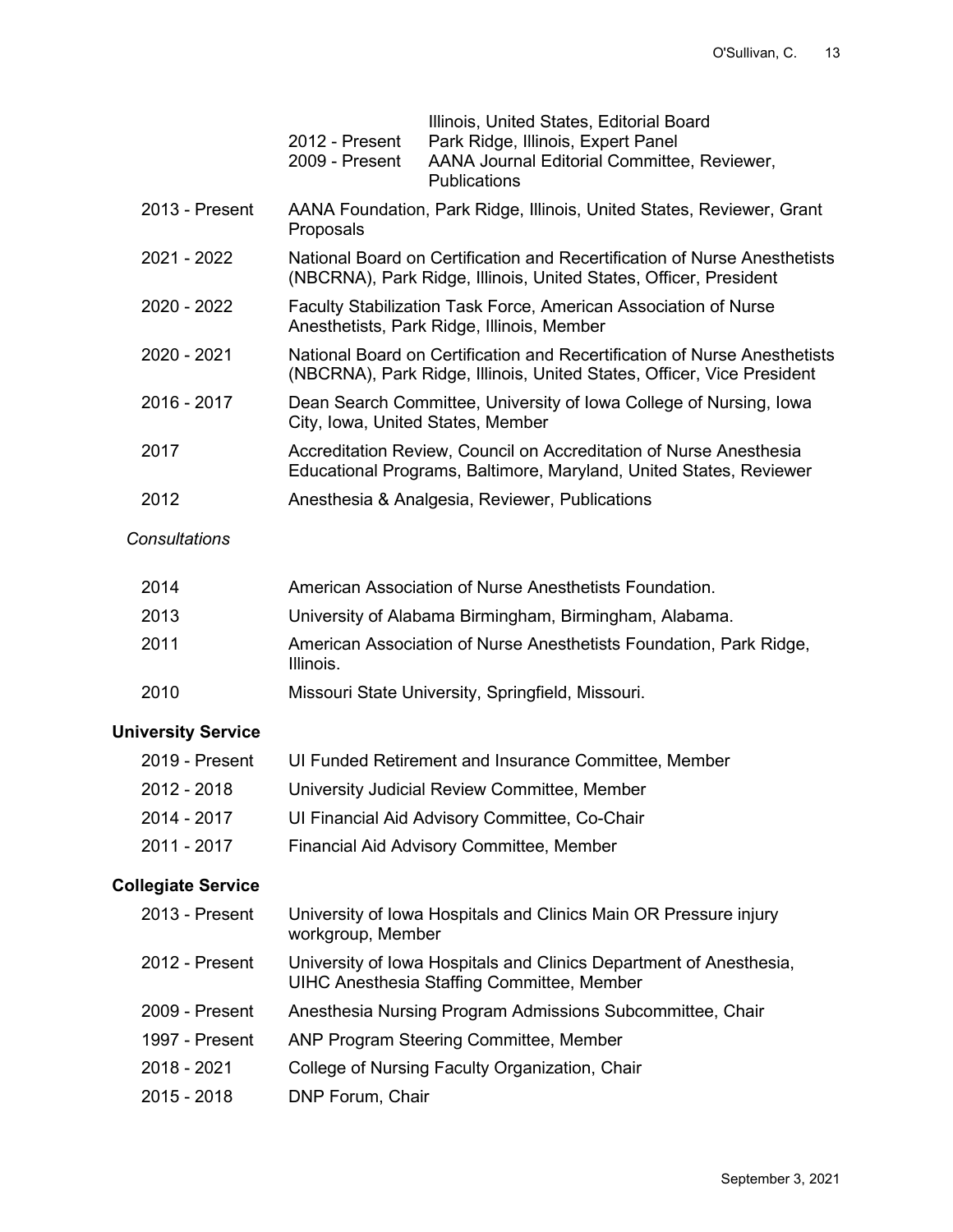| | | |
|---|---|---|
| | | Illinois, United States, Editorial Board |
| | 2012 - Present | Park Ridge, Illinois, Expert Panel |
| | 2009 - Present | AANA Journal Editorial Committee, Reviewer, Publications |

| | |
|---|---|
| 2013 - Present | AANA Foundation, Park Ridge, Illinois, United States, Reviewer, Grant Proposals |
| 2021 - 2022 | National Board on Certification and Recertification of Nurse Anesthetists (NBCRNA), Park Ridge, Illinois, United States, Officer, President |
| 2020 - 2022 | Faculty Stabilization Task Force, American Association of Nurse Anesthetists, Park Ridge, Illinois, Member |
| 2020 - 2021 | National Board on Certification and Recertification of Nurse Anesthetists (NBCRNA), Park Ridge, Illinois, United States, Officer, Vice President |
| 2016 - 2017 | Dean Search Committee, University of Iowa College of Nursing, Iowa City, Iowa, United States, Member |
| 2017 | Accreditation Review, Council on Accreditation of Nurse Anesthesia Educational Programs, Baltimore, Maryland, United States, Reviewer |
| 2012 | Anesthesia & Analgesia, Reviewer, Publications |

*Consultations*

| | |
|---|---|
| 2014 | American Association of Nurse Anesthetists Foundation. |
| 2013 | University of Alabama Birmingham, Birmingham, Alabama. |
| 2011 | American Association of Nurse Anesthetists Foundation, Park Ridge, Illinois. |
| 2010 | Missouri State University, Springfield, Missouri. |

**University Service**

| | |
|---|---|
| 2019 - Present | UI Funded Retirement and Insurance Committee, Member |
| 2012 - 2018 | University Judicial Review Committee, Member |
| 2014 - 2017 | UI Financial Aid Advisory Committee, Co-Chair |
| 2011 - 2017 | Financial Aid Advisory Committee, Member |

**Collegiate Service**

| | |
|---|---|
| 2013 - Present | University of Iowa Hospitals and Clinics Main OR Pressure injury workgroup, Member |
| 2012 - Present | University of Iowa Hospitals and Clinics Department of Anesthesia, UIHC Anesthesia Staffing Committee, Member |
| 2009 - Present | Anesthesia Nursing Program Admissions Subcommittee, Chair |
| 1997 - Present | ANP Program Steering Committee, Member |
| 2018 - 2021 | College of Nursing Faculty Organization, Chair |
| 2015 - 2018 | DNP Forum, Chair |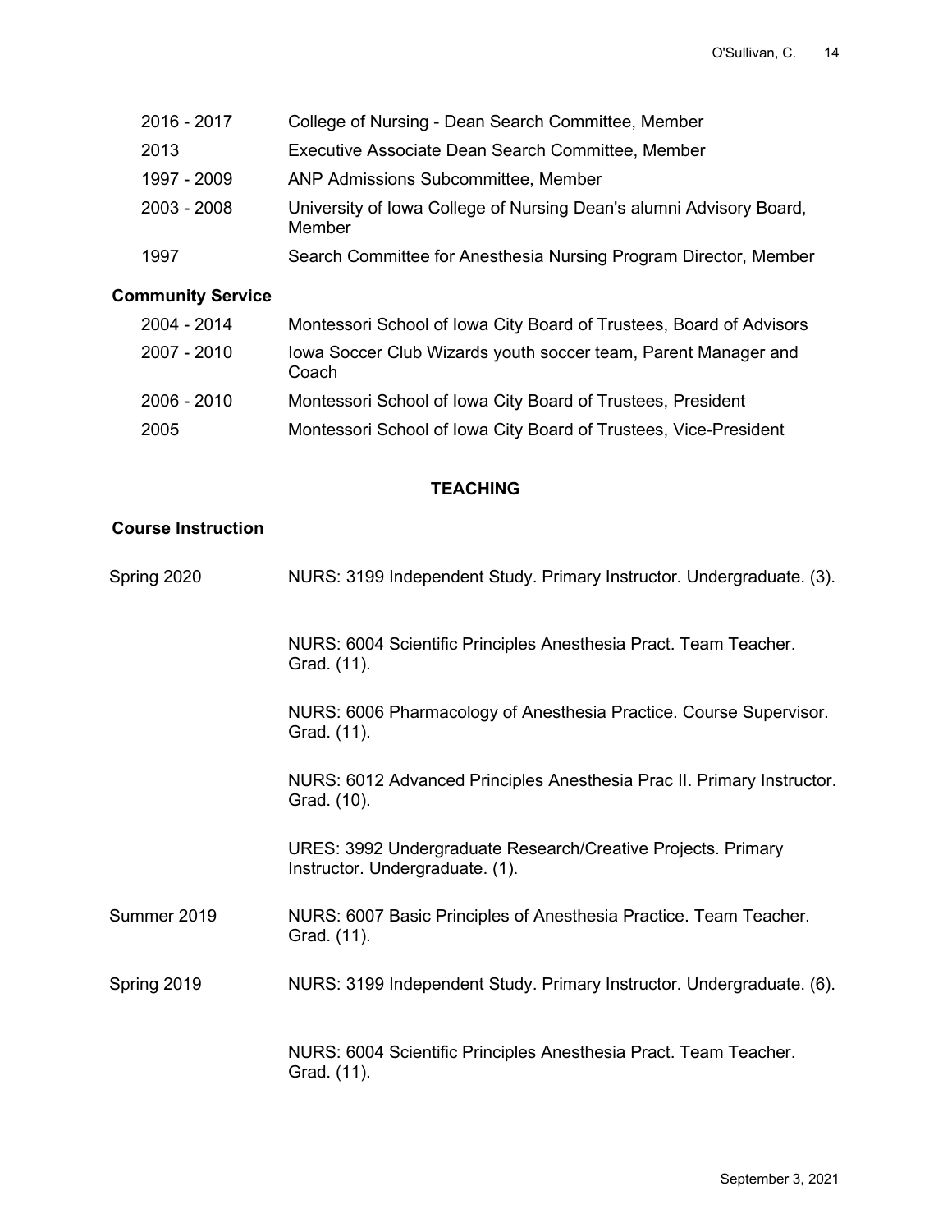| | |
|---|---|
| 2016 - 2017 | College of Nursing - Dean Search Committee, Member |
| 2013 | Executive Associate Dean Search Committee, Member |
| 1997 - 2009 | ANP Admissions Subcommittee, Member |
| 2003 - 2008 | University of Iowa College of Nursing Dean's alumni Advisory Board, Member |
| 1997 | Search Committee for Anesthesia Nursing Program Director, Member |

### Community Service

| | |
|---|---|
| 2004 - 2014 | Montessori School of Iowa City Board of Trustees, Board of Advisors |
| 2007 - 2010 | Iowa Soccer Club Wizards youth soccer team, Parent Manager and Coach |
| 2006 - 2010 | Montessori School of Iowa City Board of Trustees, President |
| 2005 | Montessori School of Iowa City Board of Trustees, Vice-President |

## TEACHING

### Course Instruction

| | |
|---|---|
| Spring 2020 | NURS: 3199 Independent Study. Primary Instructor. Undergraduate. (3). |
| | NURS: 6004 Scientific Principles Anesthesia Pract. Team Teacher. Grad. (11). |
| | NURS: 6006 Pharmacology of Anesthesia Practice. Course Supervisor. Grad. (11). |
| | NURS: 6012 Advanced Principles Anesthesia Prac II. Primary Instructor. Grad. (10). |
| | URES: 3992 Undergraduate Research/Creative Projects. Primary Instructor. Undergraduate. (1). |
| Summer 2019 | NURS: 6007 Basic Principles of Anesthesia Practice. Team Teacher. Grad. (11). |
| Spring 2019 | NURS: 3199 Independent Study. Primary Instructor. Undergraduate. (6). |
| | NURS: 6004 Scientific Principles Anesthesia Pract. Team Teacher. Grad. (11). |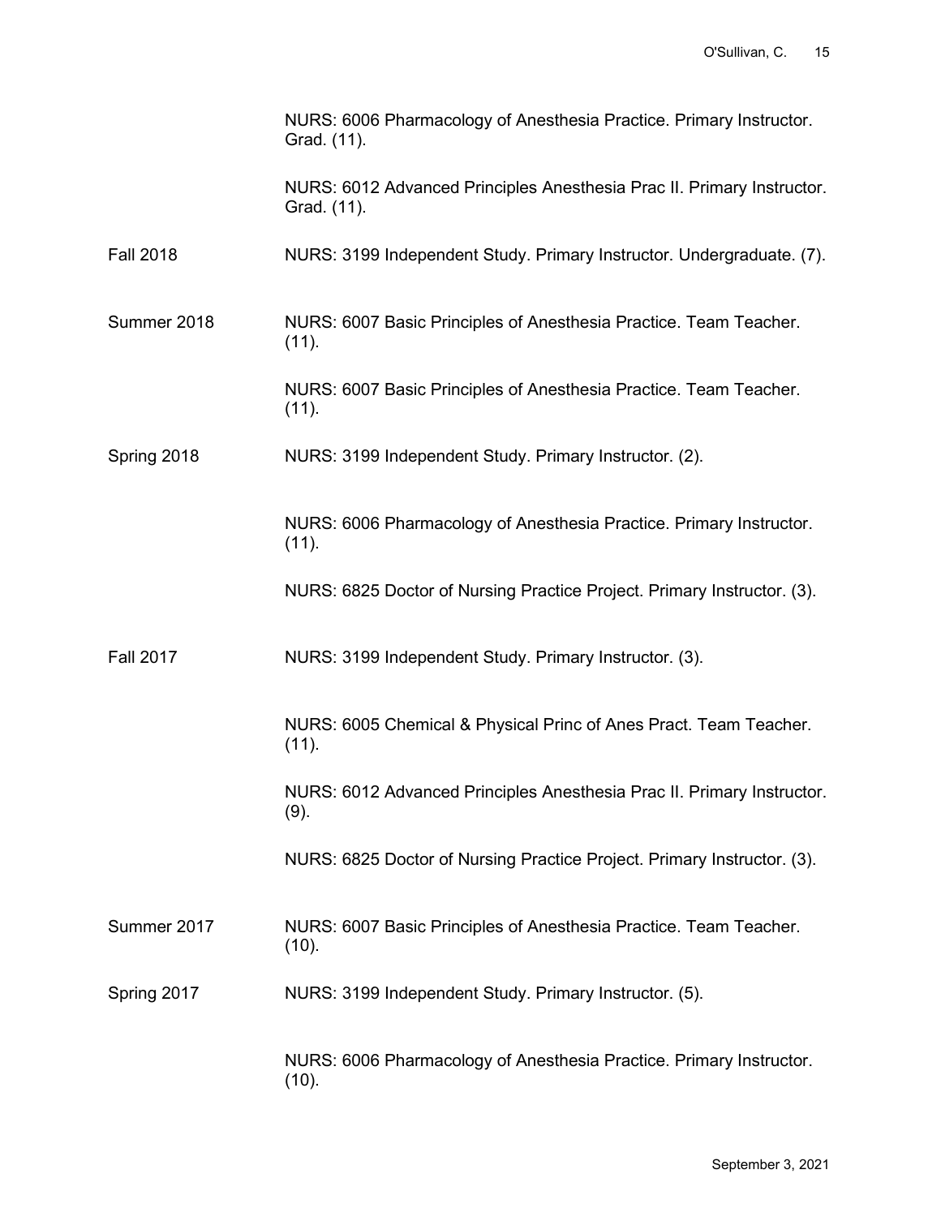| | |
|---|---|
| | NURS: 6006 Pharmacology of Anesthesia Practice. Primary Instructor. Grad. (11). |
| | NURS: 6012 Advanced Principles Anesthesia Prac II. Primary Instructor. Grad. (11). |
| Fall 2018 | NURS: 3199 Independent Study. Primary Instructor. Undergraduate. (7). |
| Summer 2018 | NURS: 6007 Basic Principles of Anesthesia Practice. Team Teacher. (11). |
| | NURS: 6007 Basic Principles of Anesthesia Practice. Team Teacher. (11). |
| Spring 2018 | NURS: 3199 Independent Study. Primary Instructor. (2). |
| | NURS: 6006 Pharmacology of Anesthesia Practice. Primary Instructor. (11). |
| | NURS: 6825 Doctor of Nursing Practice Project. Primary Instructor. (3). |
| Fall 2017 | NURS: 3199 Independent Study. Primary Instructor. (3). |
| | NURS: 6005 Chemical & Physical Princ of Anes Pract. Team Teacher. (11). |
| | NURS: 6012 Advanced Principles Anesthesia Prac II. Primary Instructor. (9). |
| | NURS: 6825 Doctor of Nursing Practice Project. Primary Instructor. (3). |
| Summer 2017 | NURS: 6007 Basic Principles of Anesthesia Practice. Team Teacher. (10). |
| Spring 2017 | NURS: 3199 Independent Study. Primary Instructor. (5). |
| | NURS: 6006 Pharmacology of Anesthesia Practice. Primary Instructor. (10). |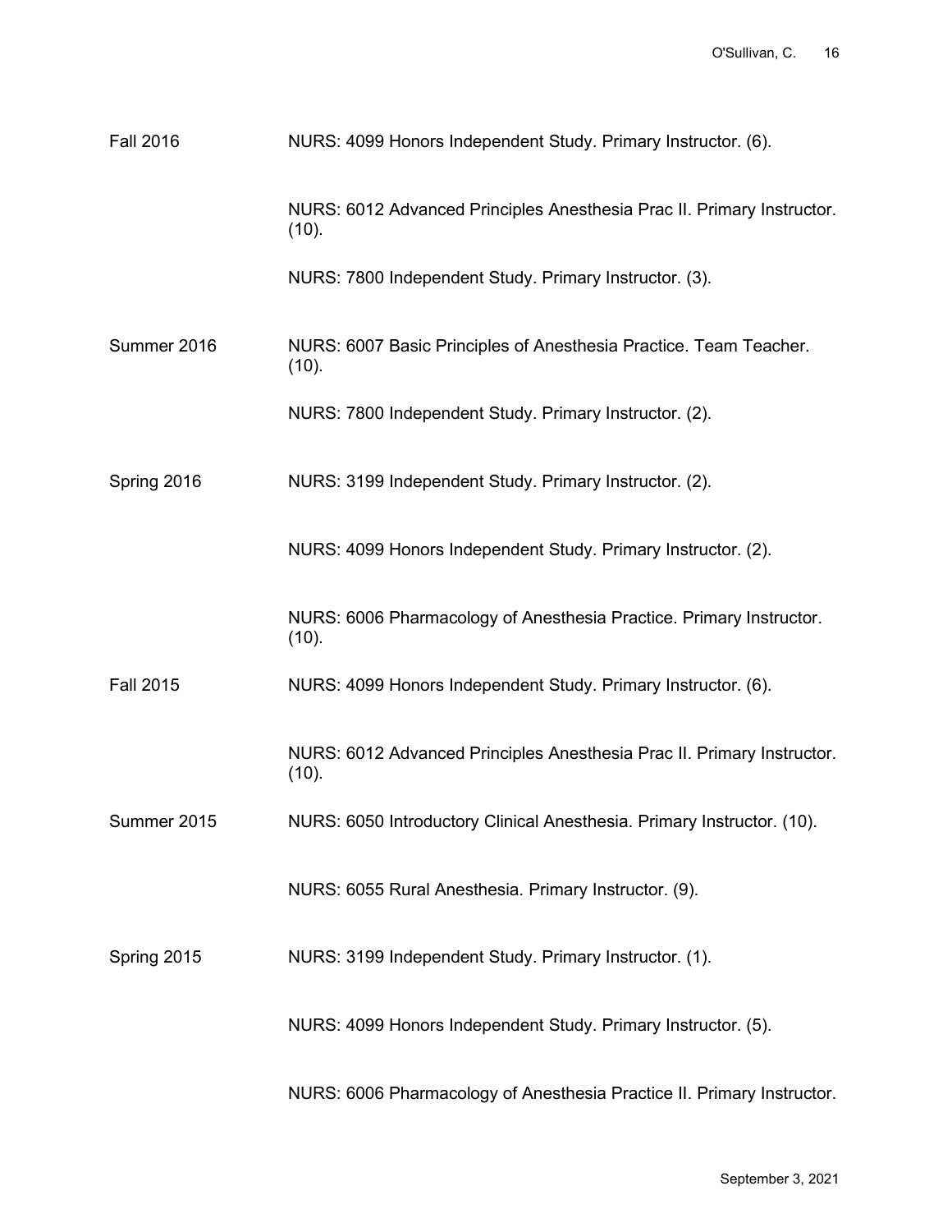Fall 2016 NURS: 4099 Honors Independent Study. Primary Instructor. (6).

NURS: 6012 Advanced Principles Anesthesia Prac II. Primary Instructor. (10).

NURS: 7800 Independent Study. Primary Instructor. (3).

Summer 2016 NURS: 6007 Basic Principles of Anesthesia Practice. Team Teacher. (10).

NURS: 7800 Independent Study. Primary Instructor. (2).

Spring 2016 NURS: 3199 Independent Study. Primary Instructor. (2).

NURS: 4099 Honors Independent Study. Primary Instructor. (2).

NURS: 6006 Pharmacology of Anesthesia Practice. Primary Instructor. (10).

Fall 2015 NURS: 4099 Honors Independent Study. Primary Instructor. (6).

NURS: 6012 Advanced Principles Anesthesia Prac II. Primary Instructor. (10).

Summer 2015 NURS: 6050 Introductory Clinical Anesthesia. Primary Instructor. (10).

NURS: 6055 Rural Anesthesia. Primary Instructor. (9).

Spring 2015 NURS: 3199 Independent Study. Primary Instructor. (1).

NURS: 4099 Honors Independent Study. Primary Instructor. (5).

NURS: 6006 Pharmacology of Anesthesia Practice II. Primary Instructor.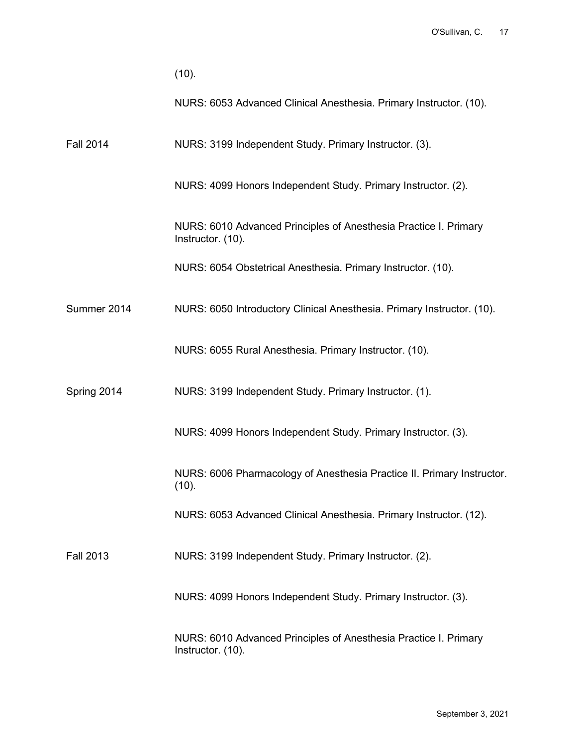(10).

NURS: 6053 Advanced Clinical Anesthesia. Primary Instructor. (10).

Fall 2014

NURS: 3199 Independent Study. Primary Instructor. (3).

NURS: 4099 Honors Independent Study. Primary Instructor. (2).

NURS: 6010 Advanced Principles of Anesthesia Practice I. Primary Instructor. (10).

NURS: 6054 Obstetrical Anesthesia. Primary Instructor. (10).

Summer 2014

NURS: 6050 Introductory Clinical Anesthesia. Primary Instructor. (10).

NURS: 6055 Rural Anesthesia. Primary Instructor. (10).

Spring 2014

NURS: 3199 Independent Study. Primary Instructor. (1).

NURS: 4099 Honors Independent Study. Primary Instructor. (3).

NURS: 6006 Pharmacology of Anesthesia Practice II. Primary Instructor. (10).

NURS: 6053 Advanced Clinical Anesthesia. Primary Instructor. (12).

Fall 2013

NURS: 3199 Independent Study. Primary Instructor. (2).

NURS: 4099 Honors Independent Study. Primary Instructor. (3).

NURS: 6010 Advanced Principles of Anesthesia Practice I. Primary Instructor. (10).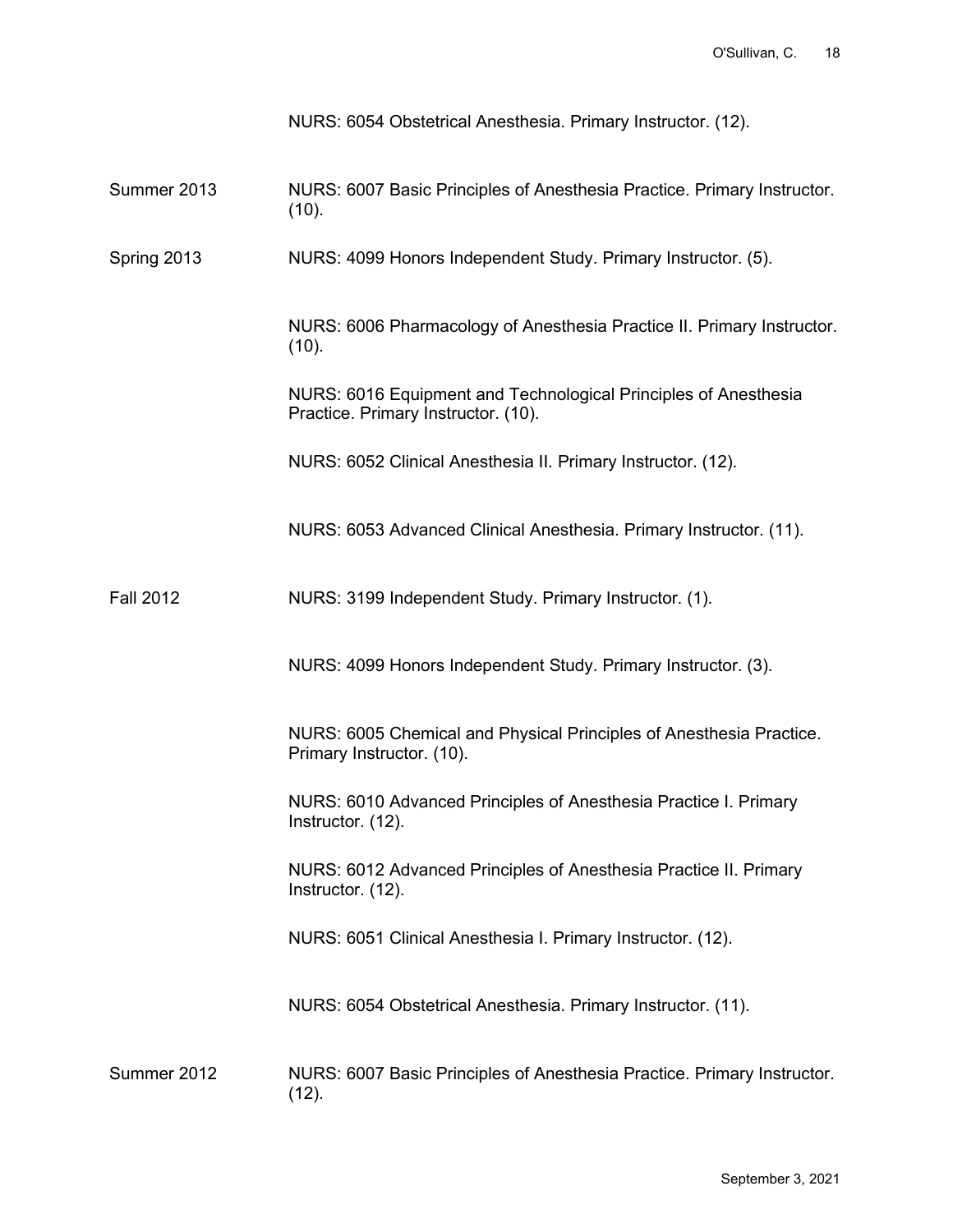|  |  |
| --- | --- |
|  | NURS: 6054 Obstetrical Anesthesia. Primary Instructor. (12). |
| Summer 2013 | NURS: 6007 Basic Principles of Anesthesia Practice. Primary Instructor. (10). |
| Spring 2013 | NURS: 4099 Honors Independent Study. Primary Instructor. (5). |
|  | NURS: 6006 Pharmacology of Anesthesia Practice II. Primary Instructor. (10). |
|  | NURS: 6016 Equipment and Technological Principles of Anesthesia Practice. Primary Instructor. (10). |
|  | NURS: 6052 Clinical Anesthesia II. Primary Instructor. (12). |
|  | NURS: 6053 Advanced Clinical Anesthesia. Primary Instructor. (11). |
| Fall 2012 | NURS: 3199 Independent Study. Primary Instructor. (1). |
|  | NURS: 4099 Honors Independent Study. Primary Instructor. (3). |
|  | NURS: 6005 Chemical and Physical Principles of Anesthesia Practice. Primary Instructor. (10). |
|  | NURS: 6010 Advanced Principles of Anesthesia Practice I. Primary Instructor. (12). |
|  | NURS: 6012 Advanced Principles of Anesthesia Practice II. Primary Instructor. (12). |
|  | NURS: 6051 Clinical Anesthesia I. Primary Instructor. (12). |
|  | NURS: 6054 Obstetrical Anesthesia. Primary Instructor. (11). |
| Summer 2012 | NURS: 6007 Basic Principles of Anesthesia Practice. Primary Instructor. (12). |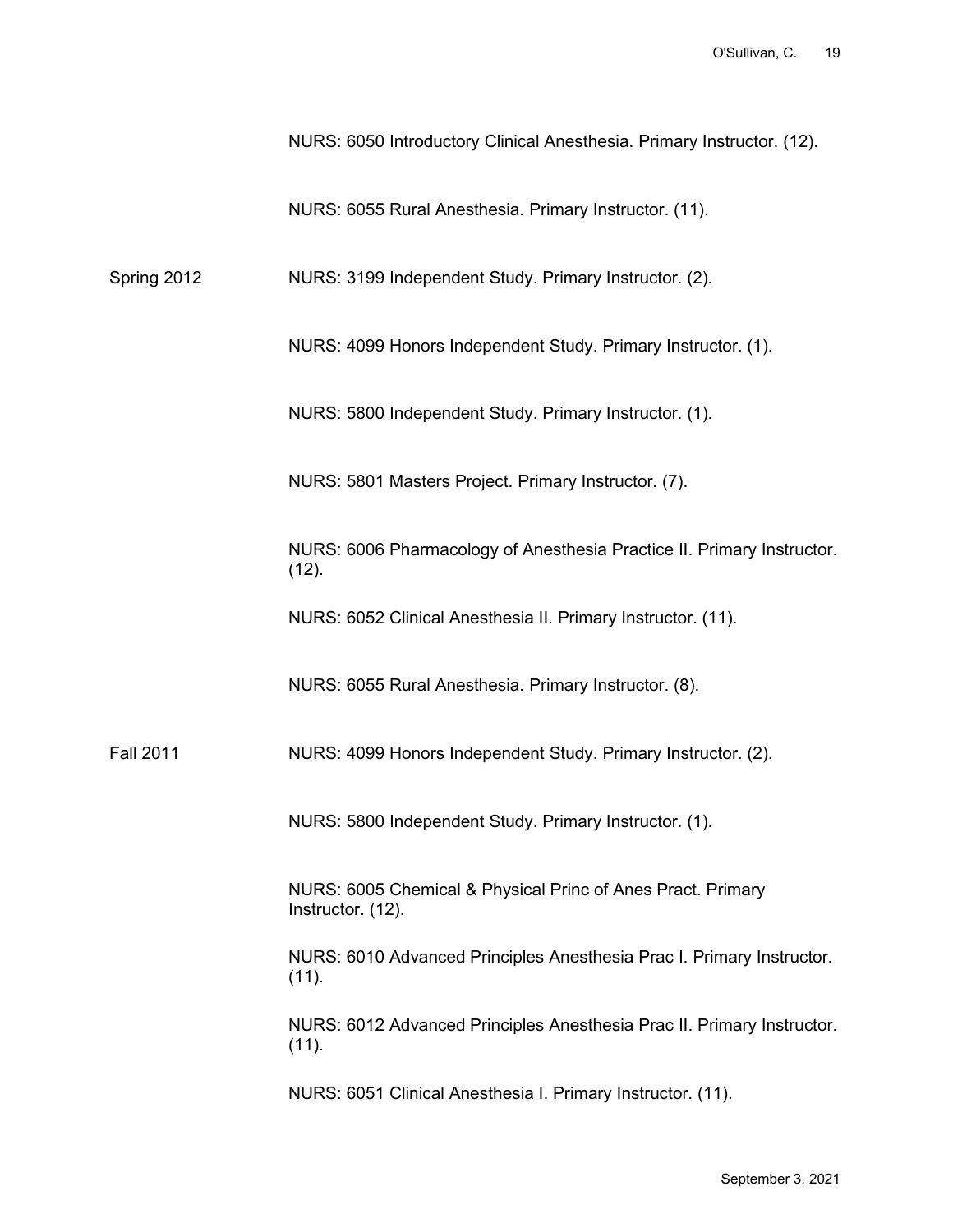NURS: 6050 Introductory Clinical Anesthesia. Primary Instructor. (12).

NURS: 6055 Rural Anesthesia. Primary Instructor. (11).

Spring 2012

NURS: 3199 Independent Study. Primary Instructor. (2).

NURS: 4099 Honors Independent Study. Primary Instructor. (1).

NURS: 5800 Independent Study. Primary Instructor. (1).

NURS: 5801 Masters Project. Primary Instructor. (7).

NURS: 6006 Pharmacology of Anesthesia Practice II. Primary Instructor. (12).

NURS: 6052 Clinical Anesthesia II. Primary Instructor. (11).

NURS: 6055 Rural Anesthesia. Primary Instructor. (8).

Fall 2011

NURS: 4099 Honors Independent Study. Primary Instructor. (2).

NURS: 5800 Independent Study. Primary Instructor. (1).

NURS: 6005 Chemical & Physical Princ of Anes Pract. Primary Instructor. (12).

NURS: 6010 Advanced Principles Anesthesia Prac I. Primary Instructor. (11).

NURS: 6012 Advanced Principles Anesthesia Prac II. Primary Instructor. (11).

NURS: 6051 Clinical Anesthesia I. Primary Instructor. (11).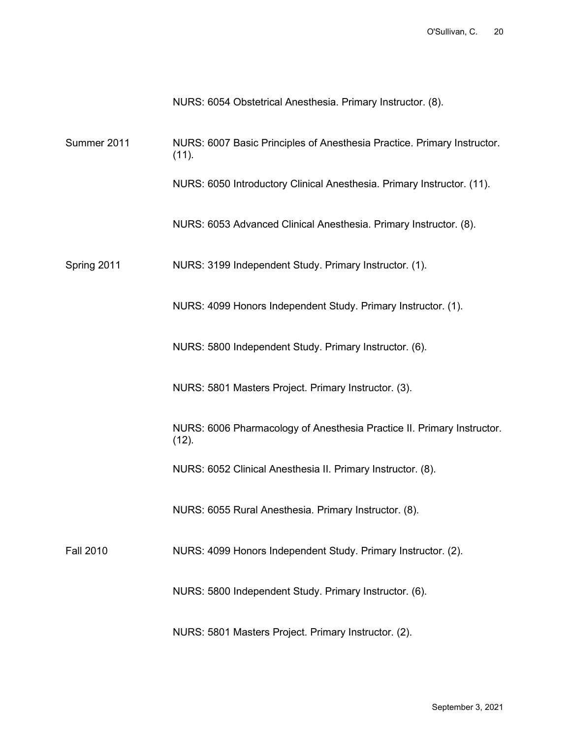| | |
|---|---|
| | NURS: 6054 Obstetrical Anesthesia. Primary Instructor. (8). |
| Summer 2011 | NURS: 6007 Basic Principles of Anesthesia Practice. Primary Instructor. (11). |
| | NURS: 6050 Introductory Clinical Anesthesia. Primary Instructor. (11). |
| | NURS: 6053 Advanced Clinical Anesthesia. Primary Instructor. (8). |
| Spring 2011 | NURS: 3199 Independent Study. Primary Instructor. (1). |
| | NURS: 4099 Honors Independent Study. Primary Instructor. (1). |
| | NURS: 5800 Independent Study. Primary Instructor. (6). |
| | NURS: 5801 Masters Project. Primary Instructor. (3). |
| | NURS: 6006 Pharmacology of Anesthesia Practice II. Primary Instructor. (12). |
| | NURS: 6052 Clinical Anesthesia II. Primary Instructor. (8). |
| | NURS: 6055 Rural Anesthesia. Primary Instructor. (8). |
| Fall 2010 | NURS: 4099 Honors Independent Study. Primary Instructor. (2). |
| | NURS: 5800 Independent Study. Primary Instructor. (6). |
| | NURS: 5801 Masters Project. Primary Instructor. (2). |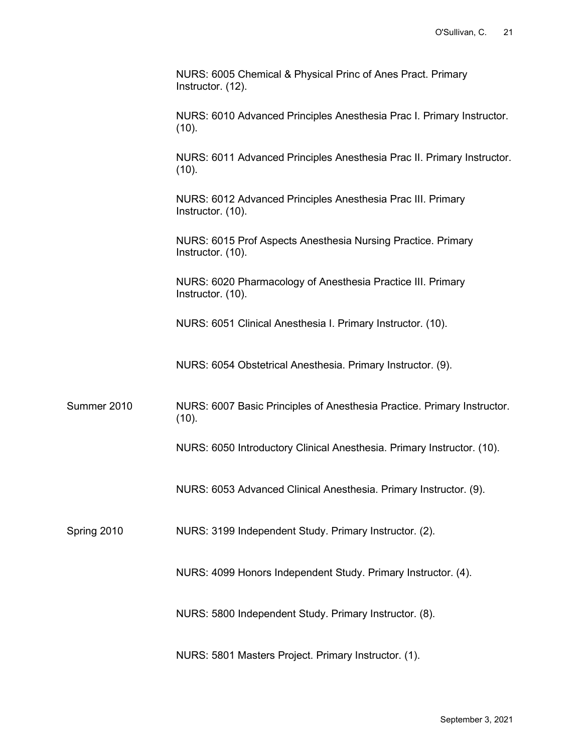NURS: 6005 Chemical & Physical Princ of Anes Pract. Primary Instructor. (12).

NURS: 6010 Advanced Principles Anesthesia Prac I. Primary Instructor. (10).

NURS: 6011 Advanced Principles Anesthesia Prac II. Primary Instructor. (10).

NURS: 6012 Advanced Principles Anesthesia Prac III. Primary Instructor. (10).

NURS: 6015 Prof Aspects Anesthesia Nursing Practice. Primary Instructor. (10).

NURS: 6020 Pharmacology of Anesthesia Practice III. Primary Instructor. (10).

NURS: 6051 Clinical Anesthesia I. Primary Instructor. (10).

NURS: 6054 Obstetrical Anesthesia. Primary Instructor. (9).

Summer 2010

NURS: 6007 Basic Principles of Anesthesia Practice. Primary Instructor. (10).

NURS: 6050 Introductory Clinical Anesthesia. Primary Instructor. (10).

NURS: 6053 Advanced Clinical Anesthesia. Primary Instructor. (9).

Spring 2010

NURS: 3199 Independent Study. Primary Instructor. (2).

NURS: 4099 Honors Independent Study. Primary Instructor. (4).

NURS: 5800 Independent Study. Primary Instructor. (8).

NURS: 5801 Masters Project. Primary Instructor. (1).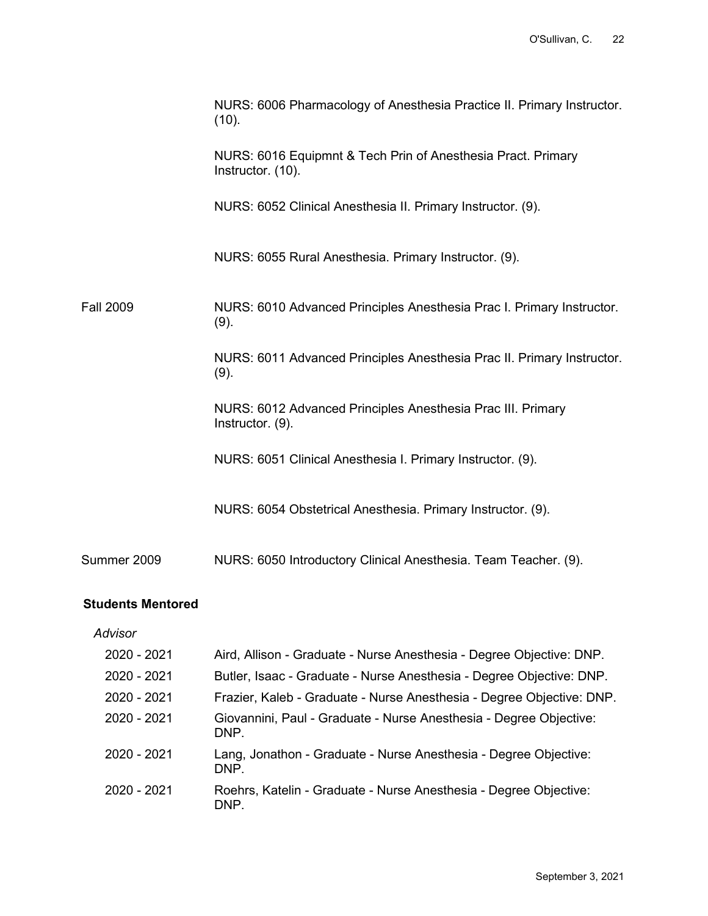| | |
|---|---|
| | NURS: 6006 Pharmacology of Anesthesia Practice II. Primary Instructor. (10). |
| | NURS: 6016 Equipmnt & Tech Prin of Anesthesia Pract. Primary Instructor. (10). |
| | NURS: 6052 Clinical Anesthesia II. Primary Instructor. (9). |
| | NURS: 6055 Rural Anesthesia. Primary Instructor. (9). |
| Fall 2009 | NURS: 6010 Advanced Principles Anesthesia Prac I. Primary Instructor. (9). |
| | NURS: 6011 Advanced Principles Anesthesia Prac II. Primary Instructor. (9). |
| | NURS: 6012 Advanced Principles Anesthesia Prac III. Primary Instructor. (9). |
| | NURS: 6051 Clinical Anesthesia I. Primary Instructor. (9). |
| | NURS: 6054 Obstetrical Anesthesia. Primary Instructor. (9). |
| Summer 2009 | NURS: 6050 Introductory Clinical Anesthesia. Team Teacher. (9). |

**Students Mentored**

*Advisor*

| | |
|---|---|
| 2020 - 2021 | Aird, Allison - Graduate - Nurse Anesthesia - Degree Objective: DNP. |
| 2020 - 2021 | Butler, Isaac - Graduate - Nurse Anesthesia - Degree Objective: DNP. |
| 2020 - 2021 | Frazier, Kaleb - Graduate - Nurse Anesthesia - Degree Objective: DNP. |
| 2020 - 2021 | Giovannini, Paul - Graduate - Nurse Anesthesia - Degree Objective: DNP. |
| 2020 - 2021 | Lang, Jonathon - Graduate - Nurse Anesthesia - Degree Objective: DNP. |
| 2020 - 2021 | Roehrs, Katelin - Graduate - Nurse Anesthesia - Degree Objective: DNP. |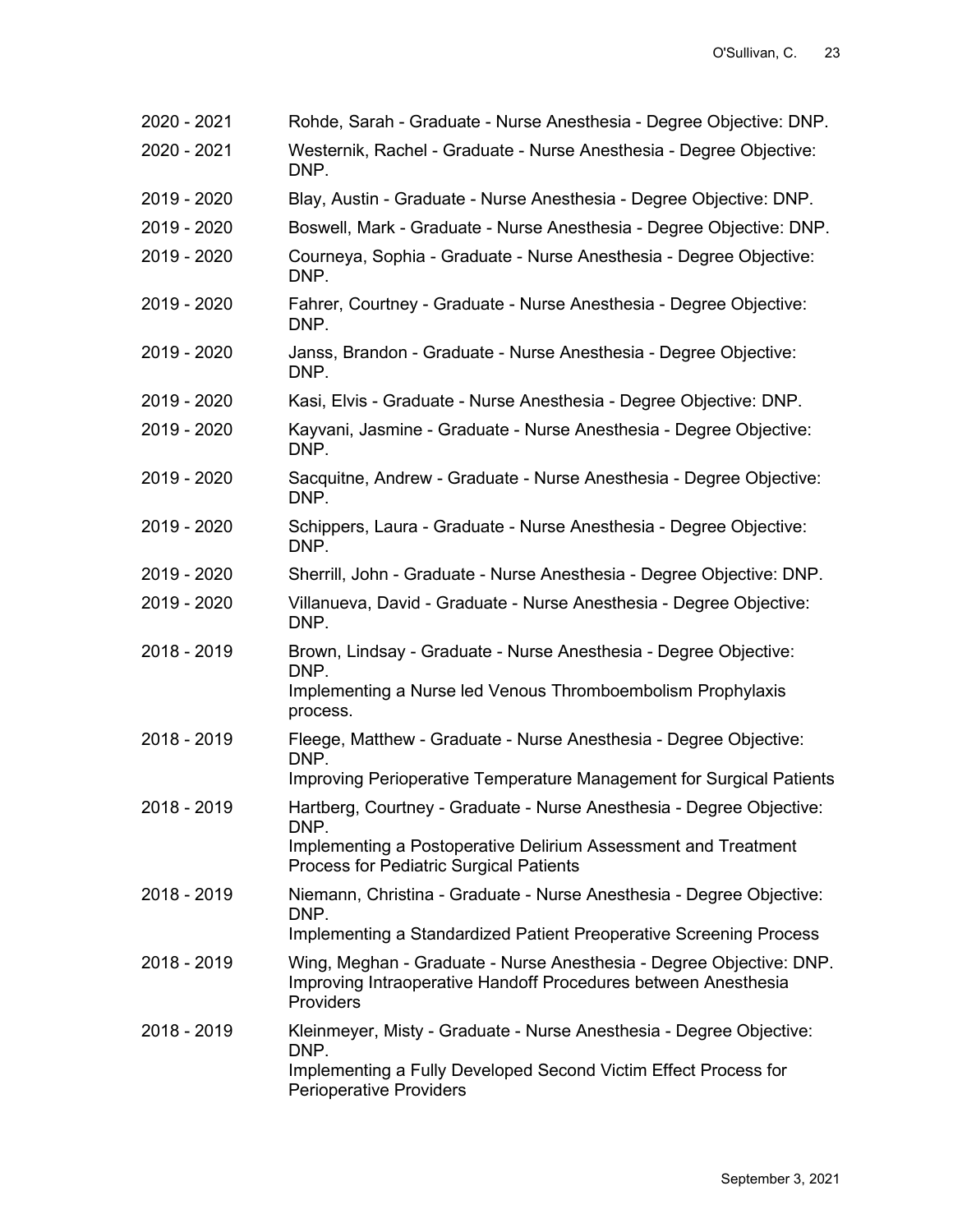2020 - 2021 Rohde, Sarah - Graduate - Nurse Anesthesia - Degree Objective: DNP.

2020 - 2021 Westernik, Rachel - Graduate - Nurse Anesthesia - Degree Objective: DNP.

2019 - 2020 Blay, Austin - Graduate - Nurse Anesthesia - Degree Objective: DNP.

2019 - 2020 Boswell, Mark - Graduate - Nurse Anesthesia - Degree Objective: DNP.

2019 - 2020 Courneya, Sophia - Graduate - Nurse Anesthesia - Degree Objective: DNP.

2019 - 2020 Fahrer, Courtney - Graduate - Nurse Anesthesia - Degree Objective: DNP.

2019 - 2020 Janss, Brandon - Graduate - Nurse Anesthesia - Degree Objective: DNP.

2019 - 2020 Kasi, Elvis - Graduate - Nurse Anesthesia - Degree Objective: DNP.

2019 - 2020 Kayvani, Jasmine - Graduate - Nurse Anesthesia - Degree Objective: DNP.

2019 - 2020 Sacquitne, Andrew - Graduate - Nurse Anesthesia - Degree Objective: DNP.

2019 - 2020 Schippers, Laura - Graduate - Nurse Anesthesia - Degree Objective: DNP.

2019 - 2020 Sherrill, John - Graduate - Nurse Anesthesia - Degree Objective: DNP.

2019 - 2020 Villanueva, David - Graduate - Nurse Anesthesia - Degree Objective: DNP.

2018 - 2019 Brown, Lindsay - Graduate - Nurse Anesthesia - Degree Objective: DNP.
Implementing a Nurse led Venous Thromboembolism Prophylaxis process.

2018 - 2019 Fleege, Matthew - Graduate - Nurse Anesthesia - Degree Objective: DNP.
Improving Perioperative Temperature Management for Surgical Patients

2018 - 2019 Hartberg, Courtney - Graduate - Nurse Anesthesia - Degree Objective: DNP.
Implementing a Postoperative Delirium Assessment and Treatment Process for Pediatric Surgical Patients

2018 - 2019 Niemann, Christina - Graduate - Nurse Anesthesia - Degree Objective: DNP.
Implementing a Standardized Patient Preoperative Screening Process

2018 - 2019 Wing, Meghan - Graduate - Nurse Anesthesia - Degree Objective: DNP.
Improving Intraoperative Handoff Procedures between Anesthesia Providers

2018 - 2019 Kleinmeyer, Misty - Graduate - Nurse Anesthesia - Degree Objective: DNP.
Implementing a Fully Developed Second Victim Effect Process for Perioperative Providers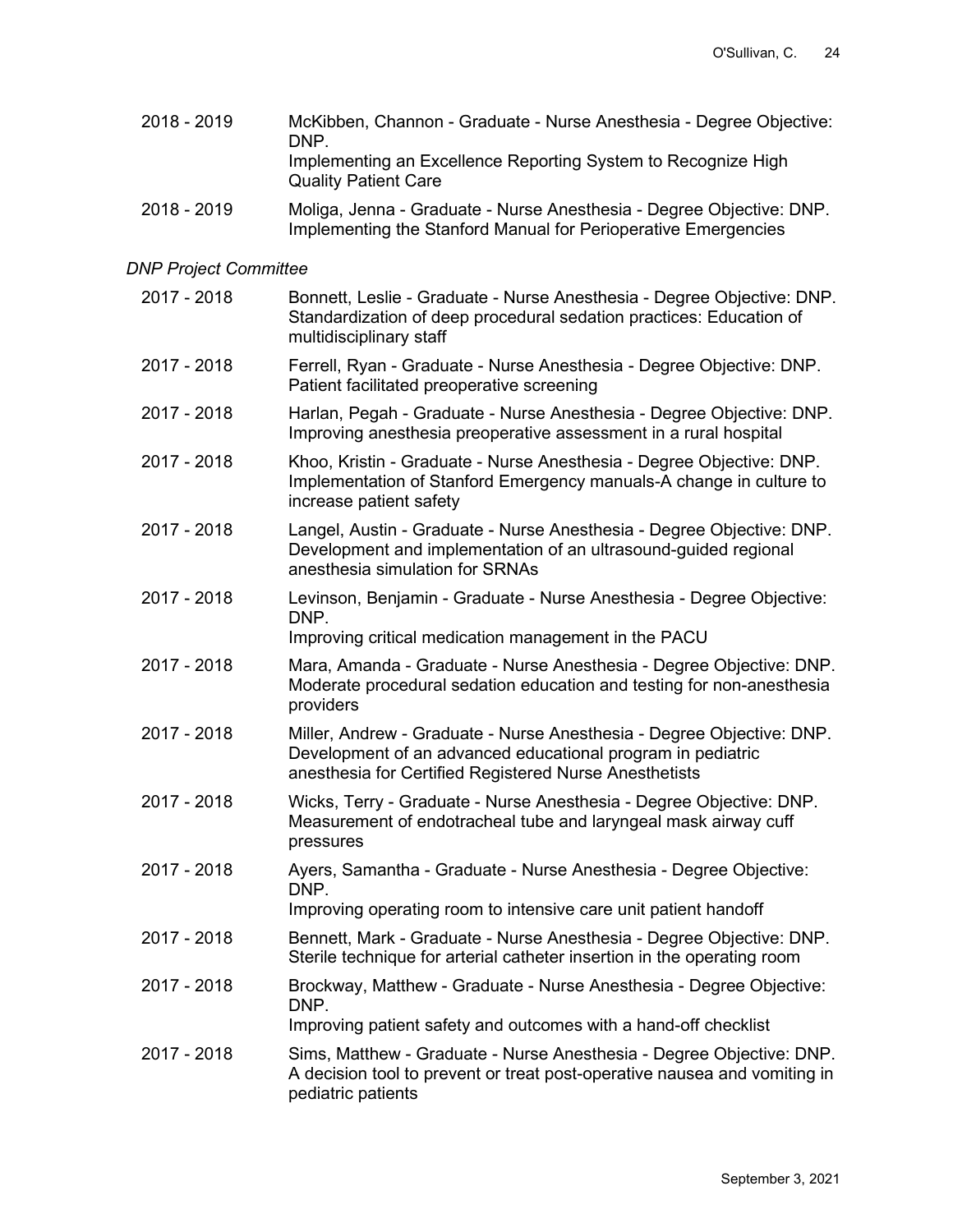2018 - 2019 McKibben, Channon - Graduate - Nurse Anesthesia - Degree Objective: DNP.
Implementing an Excellence Reporting System to Recognize High Quality Patient Care

2018 - 2019 Moliga, Jenna - Graduate - Nurse Anesthesia - Degree Objective: DNP.
Implementing the Stanford Manual for Perioperative Emergencies

*DNP Project Committee*

2017 - 2018 Bonnett, Leslie - Graduate - Nurse Anesthesia - Degree Objective: DNP.
Standardization of deep procedural sedation practices: Education of multidisciplinary staff

2017 - 2018 Ferrell, Ryan - Graduate - Nurse Anesthesia - Degree Objective: DNP.
Patient facilitated preoperative screening

2017 - 2018 Harlan, Pegah - Graduate - Nurse Anesthesia - Degree Objective: DNP.
Improving anesthesia preoperative assessment in a rural hospital

2017 - 2018 Khoo, Kristin - Graduate - Nurse Anesthesia - Degree Objective: DNP.
Implementation of Stanford Emergency manuals-A change in culture to increase patient safety

2017 - 2018 Langel, Austin - Graduate - Nurse Anesthesia - Degree Objective: DNP.
Development and implementation of an ultrasound-guided regional anesthesia simulation for SRNAs

2017 - 2018 Levinson, Benjamin - Graduate - Nurse Anesthesia - Degree Objective: DNP.
Improving critical medication management in the PACU

2017 - 2018 Mara, Amanda - Graduate - Nurse Anesthesia - Degree Objective: DNP.
Moderate procedural sedation education and testing for non-anesthesia providers

2017 - 2018 Miller, Andrew - Graduate - Nurse Anesthesia - Degree Objective: DNP.
Development of an advanced educational program in pediatric anesthesia for Certified Registered Nurse Anesthetists

2017 - 2018 Wicks, Terry - Graduate - Nurse Anesthesia - Degree Objective: DNP.
Measurement of endotracheal tube and laryngeal mask airway cuff pressures

2017 - 2018 Ayers, Samantha - Graduate - Nurse Anesthesia - Degree Objective: DNP.
Improving operating room to intensive care unit patient handoff

2017 - 2018 Bennett, Mark - Graduate - Nurse Anesthesia - Degree Objective: DNP.
Sterile technique for arterial catheter insertion in the operating room

2017 - 2018 Brockway, Matthew - Graduate - Nurse Anesthesia - Degree Objective: DNP.
Improving patient safety and outcomes with a hand-off checklist

2017 - 2018 Sims, Matthew - Graduate - Nurse Anesthesia - Degree Objective: DNP.
A decision tool to prevent or treat post-operative nausea and vomiting in pediatric patients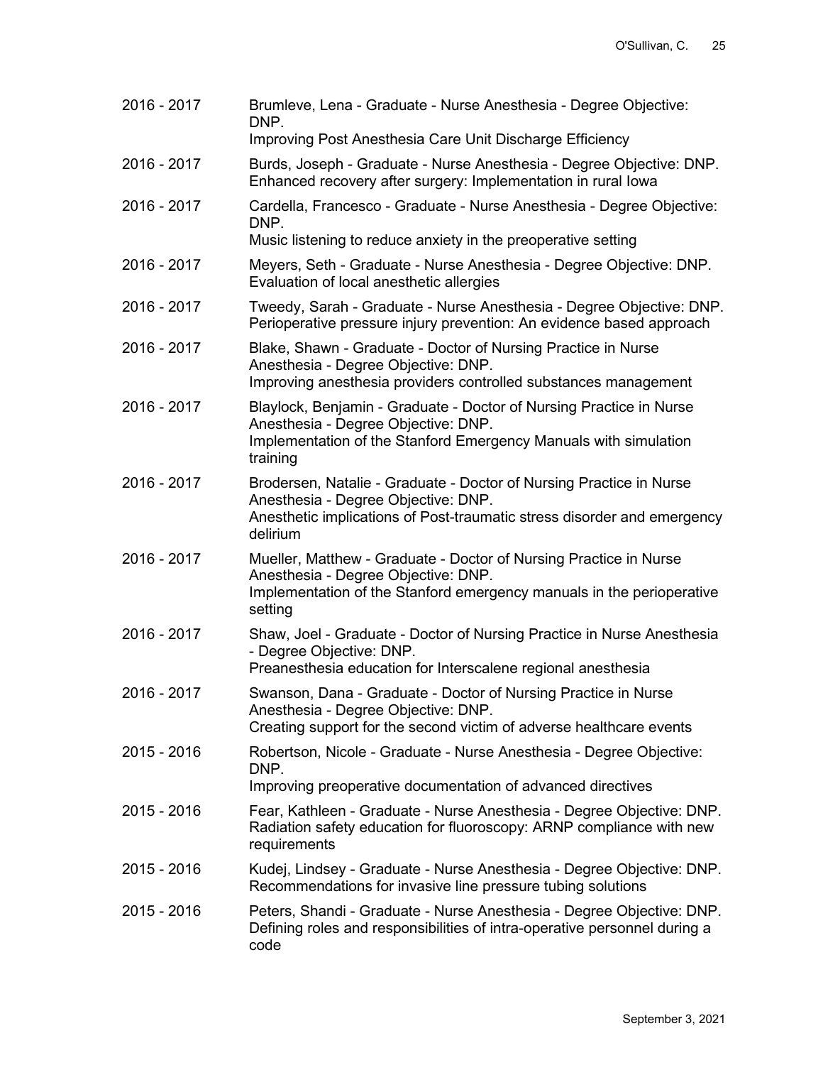2016 - 2017 Brumleve, Lena - Graduate - Nurse Anesthesia - Degree Objective: DNP.
Improving Post Anesthesia Care Unit Discharge Efficiency

2016 - 2017 Burds, Joseph - Graduate - Nurse Anesthesia - Degree Objective: DNP.
Enhanced recovery after surgery: Implementation in rural Iowa

2016 - 2017 Cardella, Francesco - Graduate - Nurse Anesthesia - Degree Objective: DNP.
Music listening to reduce anxiety in the preoperative setting

2016 - 2017 Meyers, Seth - Graduate - Nurse Anesthesia - Degree Objective: DNP.
Evaluation of local anesthetic allergies

2016 - 2017 Tweedy, Sarah - Graduate - Nurse Anesthesia - Degree Objective: DNP.
Perioperative pressure injury prevention: An evidence based approach

2016 - 2017 Blake, Shawn - Graduate - Doctor of Nursing Practice in Nurse Anesthesia - Degree Objective: DNP.
Improving anesthesia providers controlled substances management

2016 - 2017 Blaylock, Benjamin - Graduate - Doctor of Nursing Practice in Nurse Anesthesia - Degree Objective: DNP.
Implementation of the Stanford Emergency Manuals with simulation training

2016 - 2017 Brodersen, Natalie - Graduate - Doctor of Nursing Practice in Nurse Anesthesia - Degree Objective: DNP.
Anesthetic implications of Post-traumatic stress disorder and emergency delirium

2016 - 2017 Mueller, Matthew - Graduate - Doctor of Nursing Practice in Nurse Anesthesia - Degree Objective: DNP.
Implementation of the Stanford emergency manuals in the perioperative setting

2016 - 2017 Shaw, Joel - Graduate - Doctor of Nursing Practice in Nurse Anesthesia - Degree Objective: DNP.
Preanesthesia education for Interscalene regional anesthesia

2016 - 2017 Swanson, Dana - Graduate - Doctor of Nursing Practice in Nurse Anesthesia - Degree Objective: DNP.
Creating support for the second victim of adverse healthcare events

2015 - 2016 Robertson, Nicole - Graduate - Nurse Anesthesia - Degree Objective: DNP.
Improving preoperative documentation of advanced directives

2015 - 2016 Fear, Kathleen - Graduate - Nurse Anesthesia - Degree Objective: DNP.
Radiation safety education for fluoroscopy: ARNP compliance with new requirements

2015 - 2016 Kudej, Lindsey - Graduate - Nurse Anesthesia - Degree Objective: DNP.
Recommendations for invasive line pressure tubing solutions

2015 - 2016 Peters, Shandi - Graduate - Nurse Anesthesia - Degree Objective: DNP.
Defining roles and responsibilities of intra-operative personnel during a code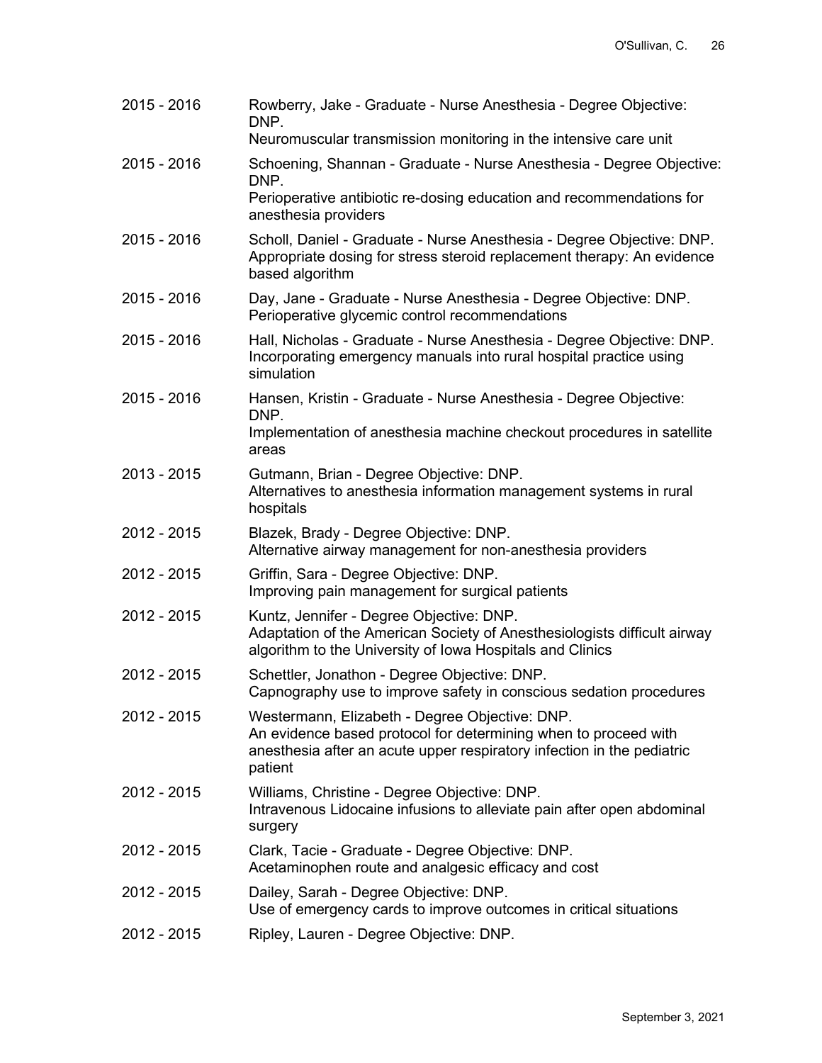2015 - 2016 Rowberry, Jake - Graduate - Nurse Anesthesia - Degree Objective: DNP.
Neuromuscular transmission monitoring in the intensive care unit

2015 - 2016 Schoening, Shannan - Graduate - Nurse Anesthesia - Degree Objective: DNP.
Perioperative antibiotic re-dosing education and recommendations for anesthesia providers

2015 - 2016 Scholl, Daniel - Graduate - Nurse Anesthesia - Degree Objective: DNP.
Appropriate dosing for stress steroid replacement therapy: An evidence based algorithm

2015 - 2016 Day, Jane - Graduate - Nurse Anesthesia - Degree Objective: DNP.
Perioperative glycemic control recommendations

2015 - 2016 Hall, Nicholas - Graduate - Nurse Anesthesia - Degree Objective: DNP.
Incorporating emergency manuals into rural hospital practice using simulation

2015 - 2016 Hansen, Kristin - Graduate - Nurse Anesthesia - Degree Objective: DNP.
Implementation of anesthesia machine checkout procedures in satellite areas

2013 - 2015 Gutmann, Brian - Degree Objective: DNP.
Alternatives to anesthesia information management systems in rural hospitals

2012 - 2015 Blazek, Brady - Degree Objective: DNP.
Alternative airway management for non-anesthesia providers

2012 - 2015 Griffin, Sara - Degree Objective: DNP.
Improving pain management for surgical patients

2012 - 2015 Kuntz, Jennifer - Degree Objective: DNP.
Adaptation of the American Society of Anesthesiologists difficult airway algorithm to the University of Iowa Hospitals and Clinics

2012 - 2015 Schettler, Jonathon - Degree Objective: DNP.
Capnography use to improve safety in conscious sedation procedures

2012 - 2015 Westermann, Elizabeth - Degree Objective: DNP.
An evidence based protocol for determining when to proceed with anesthesia after an acute upper respiratory infection in the pediatric patient

2012 - 2015 Williams, Christine - Degree Objective: DNP.
Intravenous Lidocaine infusions to alleviate pain after open abdominal surgery

2012 - 2015 Clark, Tacie - Graduate - Degree Objective: DNP.
Acetaminophen route and analgesic efficacy and cost

2012 - 2015 Dailey, Sarah - Degree Objective: DNP.
Use of emergency cards to improve outcomes in critical situations

2012 - 2015 Ripley, Lauren - Degree Objective: DNP.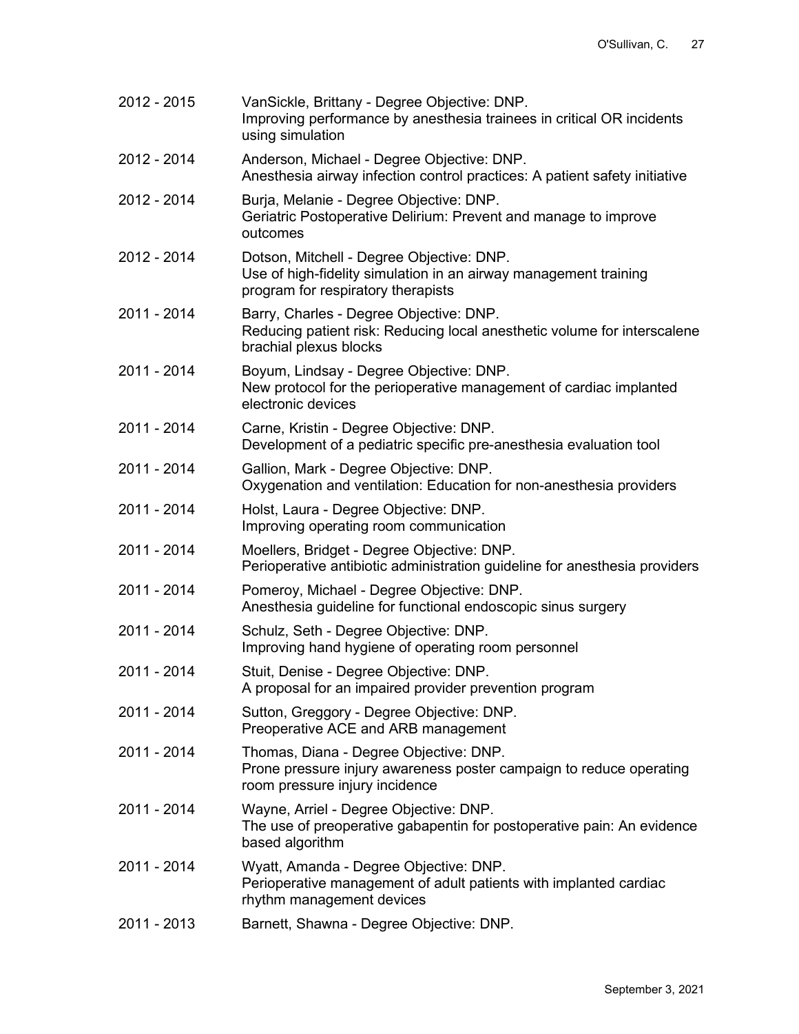2012 - 2015 VanSickle, Brittany - Degree Objective: DNP.
Improving performance by anesthesia trainees in critical OR incidents using simulation

2012 - 2014 Anderson, Michael - Degree Objective: DNP.
Anesthesia airway infection control practices: A patient safety initiative

2012 - 2014 Burja, Melanie - Degree Objective: DNP.
Geriatric Postoperative Delirium: Prevent and manage to improve outcomes

2012 - 2014 Dotson, Mitchell - Degree Objective: DNP.
Use of high-fidelity simulation in an airway management training program for respiratory therapists

2011 - 2014 Barry, Charles - Degree Objective: DNP.
Reducing patient risk: Reducing local anesthetic volume for interscalene brachial plexus blocks

2011 - 2014 Boyum, Lindsay - Degree Objective: DNP.
New protocol for the perioperative management of cardiac implanted electronic devices

2011 - 2014 Carne, Kristin - Degree Objective: DNP.
Development of a pediatric specific pre-anesthesia evaluation tool

2011 - 2014 Gallion, Mark - Degree Objective: DNP.
Oxygenation and ventilation: Education for non-anesthesia providers

2011 - 2014 Holst, Laura - Degree Objective: DNP.
Improving operating room communication

2011 - 2014 Moellers, Bridget - Degree Objective: DNP.
Perioperative antibiotic administration guideline for anesthesia providers

2011 - 2014 Pomeroy, Michael - Degree Objective: DNP.
Anesthesia guideline for functional endoscopic sinus surgery

2011 - 2014 Schulz, Seth - Degree Objective: DNP.
Improving hand hygiene of operating room personnel

2011 - 2014 Stuit, Denise - Degree Objective: DNP.
A proposal for an impaired provider prevention program

2011 - 2014 Sutton, Greggory - Degree Objective: DNP.
Preoperative ACE and ARB management

2011 - 2014 Thomas, Diana - Degree Objective: DNP.
Prone pressure injury awareness poster campaign to reduce operating room pressure injury incidence

2011 - 2014 Wayne, Arriel - Degree Objective: DNP.
The use of preoperative gabapentin for postoperative pain: An evidence based algorithm

2011 - 2014 Wyatt, Amanda - Degree Objective: DNP.
Perioperative management of adult patients with implanted cardiac rhythm management devices

2011 - 2013 Barnett, Shawna - Degree Objective: DNP.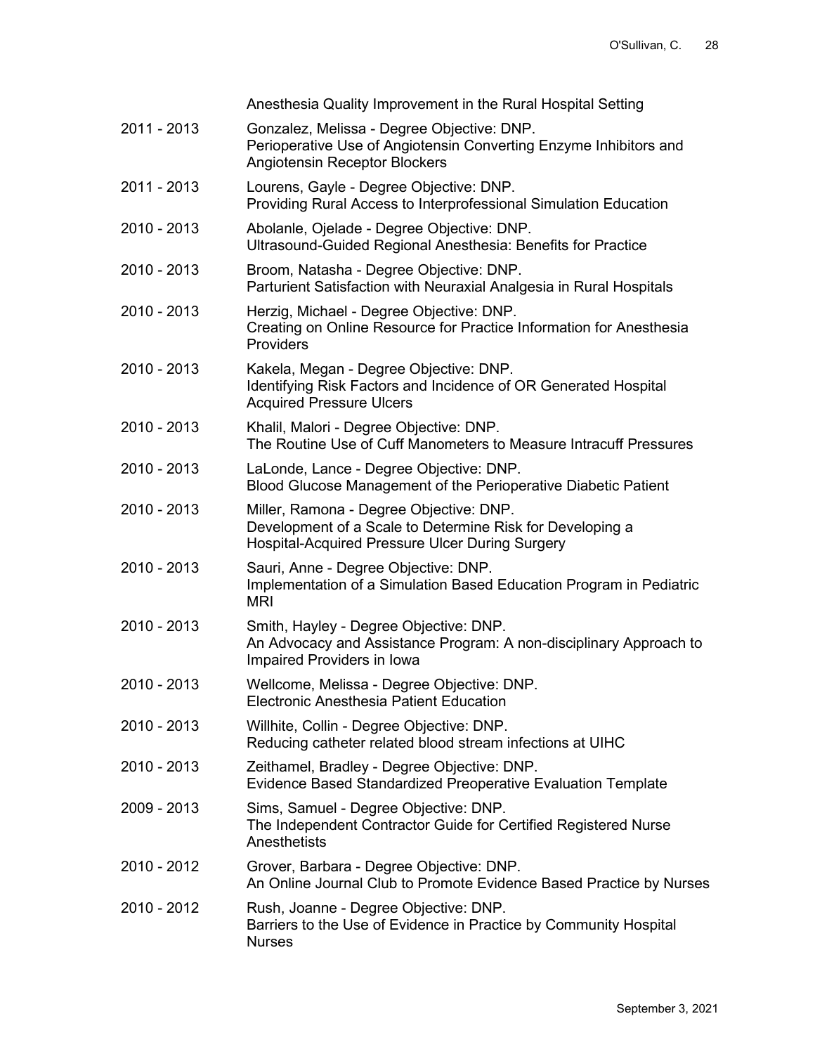Anesthesia Quality Improvement in the Rural Hospital Setting

2011 - 2013 Gonzalez, Melissa - Degree Objective: DNP.
Perioperative Use of Angiotensin Converting Enzyme Inhibitors and Angiotensin Receptor Blockers

2011 - 2013 Lourens, Gayle - Degree Objective: DNP.
Providing Rural Access to Interprofessional Simulation Education

2010 - 2013 Abolanle, Ojelade - Degree Objective: DNP.
Ultrasound-Guided Regional Anesthesia: Benefits for Practice

2010 - 2013 Broom, Natasha - Degree Objective: DNP.
Parturient Satisfaction with Neuraxial Analgesia in Rural Hospitals

2010 - 2013 Herzig, Michael - Degree Objective: DNP.
Creating on Online Resource for Practice Information for Anesthesia Providers

2010 - 2013 Kakela, Megan - Degree Objective: DNP.
Identifying Risk Factors and Incidence of OR Generated Hospital Acquired Pressure Ulcers

2010 - 2013 Khalil, Malori - Degree Objective: DNP.
The Routine Use of Cuff Manometers to Measure Intracuff Pressures

2010 - 2013 LaLonde, Lance - Degree Objective: DNP.
Blood Glucose Management of the Perioperative Diabetic Patient

2010 - 2013 Miller, Ramona - Degree Objective: DNP.
Development of a Scale to Determine Risk for Developing a Hospital-Acquired Pressure Ulcer During Surgery

2010 - 2013 Sauri, Anne - Degree Objective: DNP.
Implementation of a Simulation Based Education Program in Pediatric MRI

2010 - 2013 Smith, Hayley - Degree Objective: DNP.
An Advocacy and Assistance Program: A non-disciplinary Approach to Impaired Providers in Iowa

2010 - 2013 Wellcome, Melissa - Degree Objective: DNP.
Electronic Anesthesia Patient Education

2010 - 2013 Willhite, Collin - Degree Objective: DNP.
Reducing catheter related blood stream infections at UIHC

2010 - 2013 Zeithamel, Bradley - Degree Objective: DNP.
Evidence Based Standardized Preoperative Evaluation Template

2009 - 2013 Sims, Samuel - Degree Objective: DNP.
The Independent Contractor Guide for Certified Registered Nurse Anesthetists

2010 - 2012 Grover, Barbara - Degree Objective: DNP.
An Online Journal Club to Promote Evidence Based Practice by Nurses

2010 - 2012 Rush, Joanne - Degree Objective: DNP.
Barriers to the Use of Evidence in Practice by Community Hospital Nurses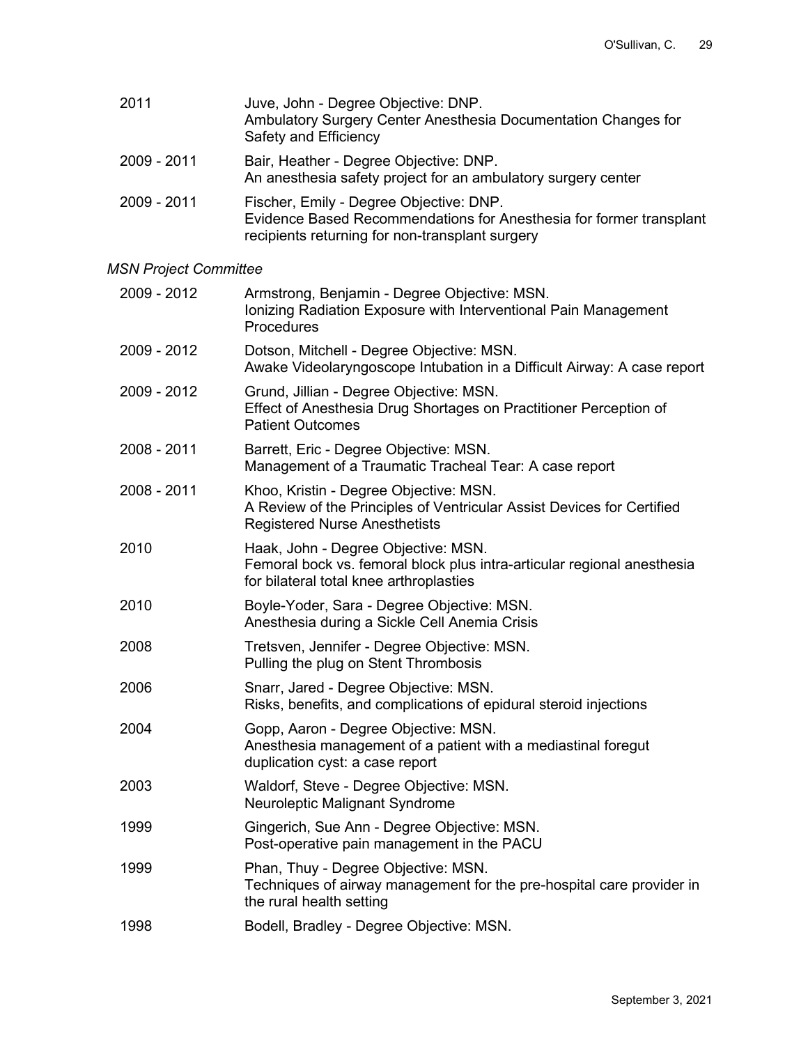| | |
|---|---|
| 2011 | Juve, John - Degree Objective: DNP.<br>Ambulatory Surgery Center Anesthesia Documentation Changes for Safety and Efficiency |
| 2009 - 2011 | Bair, Heather - Degree Objective: DNP.<br>An anesthesia safety project for an ambulatory surgery center |
| 2009 - 2011 | Fischer, Emily - Degree Objective: DNP.<br>Evidence Based Recommendations for Anesthesia for former transplant recipients returning for non-transplant surgery |

*MSN Project Committee*

| | |
|---|---|
| 2009 - 2012 | Armstrong, Benjamin - Degree Objective: MSN.<br>Ionizing Radiation Exposure with Interventional Pain Management Procedures |
| 2009 - 2012 | Dotson, Mitchell - Degree Objective: MSN.<br>Awake Videolaryngoscope Intubation in a Difficult Airway: A case report |
| 2009 - 2012 | Grund, Jillian - Degree Objective: MSN.<br>Effect of Anesthesia Drug Shortages on Practitioner Perception of Patient Outcomes |
| 2008 - 2011 | Barrett, Eric - Degree Objective: MSN.<br>Management of a Traumatic Tracheal Tear: A case report |
| 2008 - 2011 | Khoo, Kristin - Degree Objective: MSN.<br>A Review of the Principles of Ventricular Assist Devices for Certified Registered Nurse Anesthetists |
| 2010 | Haak, John - Degree Objective: MSN.<br>Femoral bock vs. femoral block plus intra-articular regional anesthesia for bilateral total knee arthroplasties |
| 2010 | Boyle-Yoder, Sara - Degree Objective: MSN.<br>Anesthesia during a Sickle Cell Anemia Crisis |
| 2008 | Tretsven, Jennifer - Degree Objective: MSN.<br>Pulling the plug on Stent Thrombosis |
| 2006 | Snarr, Jared - Degree Objective: MSN.<br>Risks, benefits, and complications of epidural steroid injections |
| 2004 | Gopp, Aaron - Degree Objective: MSN.<br>Anesthesia management of a patient with a mediastinal foregut duplication cyst: a case report |
| 2003 | Waldorf, Steve - Degree Objective: MSN.<br>Neuroleptic Malignant Syndrome |
| 1999 | Gingerich, Sue Ann - Degree Objective: MSN.<br>Post-operative pain management in the PACU |
| 1999 | Phan, Thuy - Degree Objective: MSN.<br>Techniques of airway management for the pre-hospital care provider in the rural health setting |
| 1998 | Bodell, Bradley - Degree Objective: MSN. |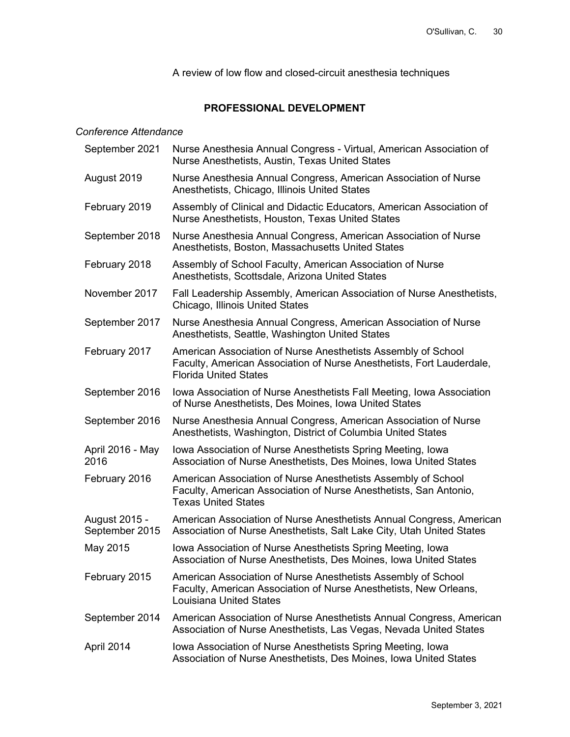A review of low flow and closed-circuit anesthesia techniques

## PROFESSIONAL DEVELOPMENT

*Conference Attendance*

| | |
|---|---|
| September 2021 | Nurse Anesthesia Annual Congress - Virtual, American Association of Nurse Anesthetists, Austin, Texas United States |
| August 2019 | Nurse Anesthesia Annual Congress, American Association of Nurse Anesthetists, Chicago, Illinois United States |
| February 2019 | Assembly of Clinical and Didactic Educators, American Association of Nurse Anesthetists, Houston, Texas United States |
| September 2018 | Nurse Anesthesia Annual Congress, American Association of Nurse Anesthetists, Boston, Massachusetts United States |
| February 2018 | Assembly of School Faculty, American Association of Nurse Anesthetists, Scottsdale, Arizona United States |
| November 2017 | Fall Leadership Assembly, American Association of Nurse Anesthetists, Chicago, Illinois United States |
| September 2017 | Nurse Anesthesia Annual Congress, American Association of Nurse Anesthetists, Seattle, Washington United States |
| February 2017 | American Association of Nurse Anesthetists Assembly of School Faculty, American Association of Nurse Anesthetists, Fort Lauderdale, Florida United States |
| September 2016 | Iowa Association of Nurse Anesthetists Fall Meeting, Iowa Association of Nurse Anesthetists, Des Moines, Iowa United States |
| September 2016 | Nurse Anesthesia Annual Congress, American Association of Nurse Anesthetists, Washington, District of Columbia United States |
| April 2016 - May 2016 | Iowa Association of Nurse Anesthetists Spring Meeting, Iowa Association of Nurse Anesthetists, Des Moines, Iowa United States |
| February 2016 | American Association of Nurse Anesthetists Assembly of School Faculty, American Association of Nurse Anesthetists, San Antonio, Texas United States |
| August 2015 - September 2015 | American Association of Nurse Anesthetists Annual Congress, American Association of Nurse Anesthetists, Salt Lake City, Utah United States |
| May 2015 | Iowa Association of Nurse Anesthetists Spring Meeting, Iowa Association of Nurse Anesthetists, Des Moines, Iowa United States |
| February 2015 | American Association of Nurse Anesthetists Assembly of School Faculty, American Association of Nurse Anesthetists, New Orleans, Louisiana United States |
| September 2014 | American Association of Nurse Anesthetists Annual Congress, American Association of Nurse Anesthetists, Las Vegas, Nevada United States |
| April 2014 | Iowa Association of Nurse Anesthetists Spring Meeting, Iowa Association of Nurse Anesthetists, Des Moines, Iowa United States |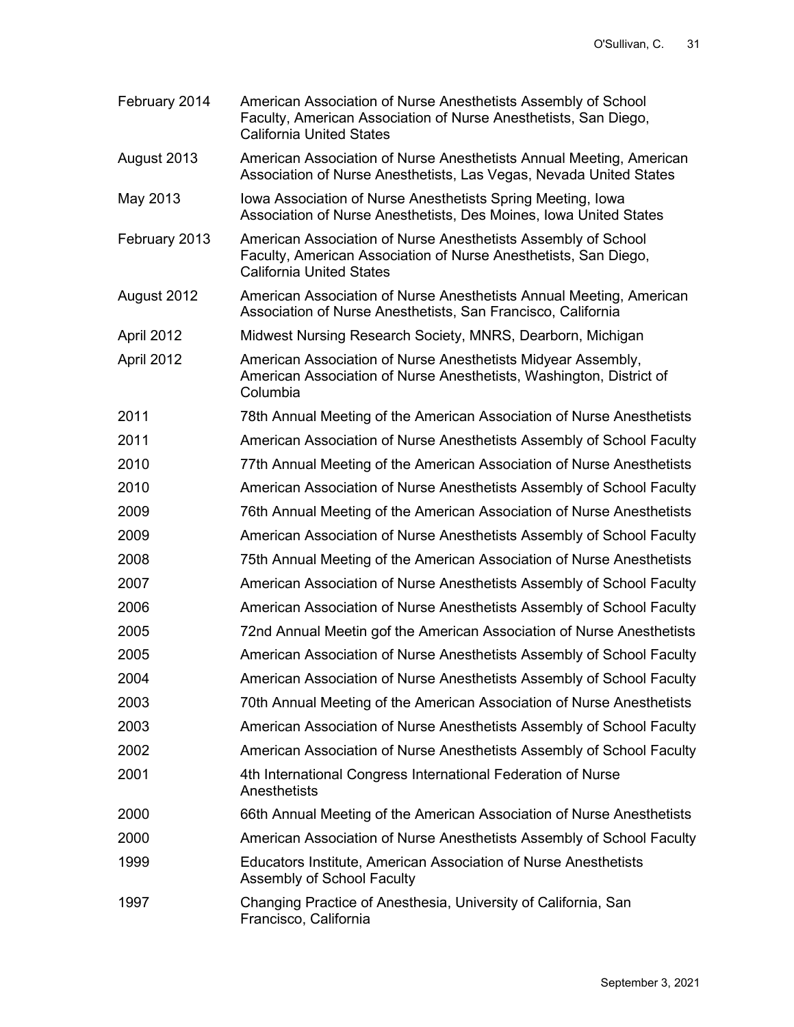| | |
|---|---|
| February 2014 | American Association of Nurse Anesthetists Assembly of School Faculty, American Association of Nurse Anesthetists, San Diego, California United States |
| August 2013 | American Association of Nurse Anesthetists Annual Meeting, American Association of Nurse Anesthetists, Las Vegas, Nevada United States |
| May 2013 | Iowa Association of Nurse Anesthetists Spring Meeting, Iowa Association of Nurse Anesthetists, Des Moines, Iowa United States |
| February 2013 | American Association of Nurse Anesthetists Assembly of School Faculty, American Association of Nurse Anesthetists, San Diego, California United States |
| August 2012 | American Association of Nurse Anesthetists Annual Meeting, American Association of Nurse Anesthetists, San Francisco, California |
| April 2012 | Midwest Nursing Research Society, MNRS, Dearborn, Michigan |
| April 2012 | American Association of Nurse Anesthetists Midyear Assembly, American Association of Nurse Anesthetists, Washington, District of Columbia |
| 2011 | 78th Annual Meeting of the American Association of Nurse Anesthetists |
| 2011 | American Association of Nurse Anesthetists Assembly of School Faculty |
| 2010 | 77th Annual Meeting of the American Association of Nurse Anesthetists |
| 2010 | American Association of Nurse Anesthetists Assembly of School Faculty |
| 2009 | 76th Annual Meeting of the American Association of Nurse Anesthetists |
| 2009 | American Association of Nurse Anesthetists Assembly of School Faculty |
| 2008 | 75th Annual Meeting of the American Association of Nurse Anesthetists |
| 2007 | American Association of Nurse Anesthetists Assembly of School Faculty |
| 2006 | American Association of Nurse Anesthetists Assembly of School Faculty |
| 2005 | 72nd Annual Meetin gof the American Association of Nurse Anesthetists |
| 2005 | American Association of Nurse Anesthetists Assembly of School Faculty |
| 2004 | American Association of Nurse Anesthetists Assembly of School Faculty |
| 2003 | 70th Annual Meeting of the American Association of Nurse Anesthetists |
| 2003 | American Association of Nurse Anesthetists Assembly of School Faculty |
| 2002 | American Association of Nurse Anesthetists Assembly of School Faculty |
| 2001 | 4th International Congress International Federation of Nurse Anesthetists |
| 2000 | 66th Annual Meeting of the American Association of Nurse Anesthetists |
| 2000 | American Association of Nurse Anesthetists Assembly of School Faculty |
| 1999 | Educators Institute, American Association of Nurse Anesthetists Assembly of School Faculty |
| 1997 | Changing Practice of Anesthesia, University of California, San Francisco, California |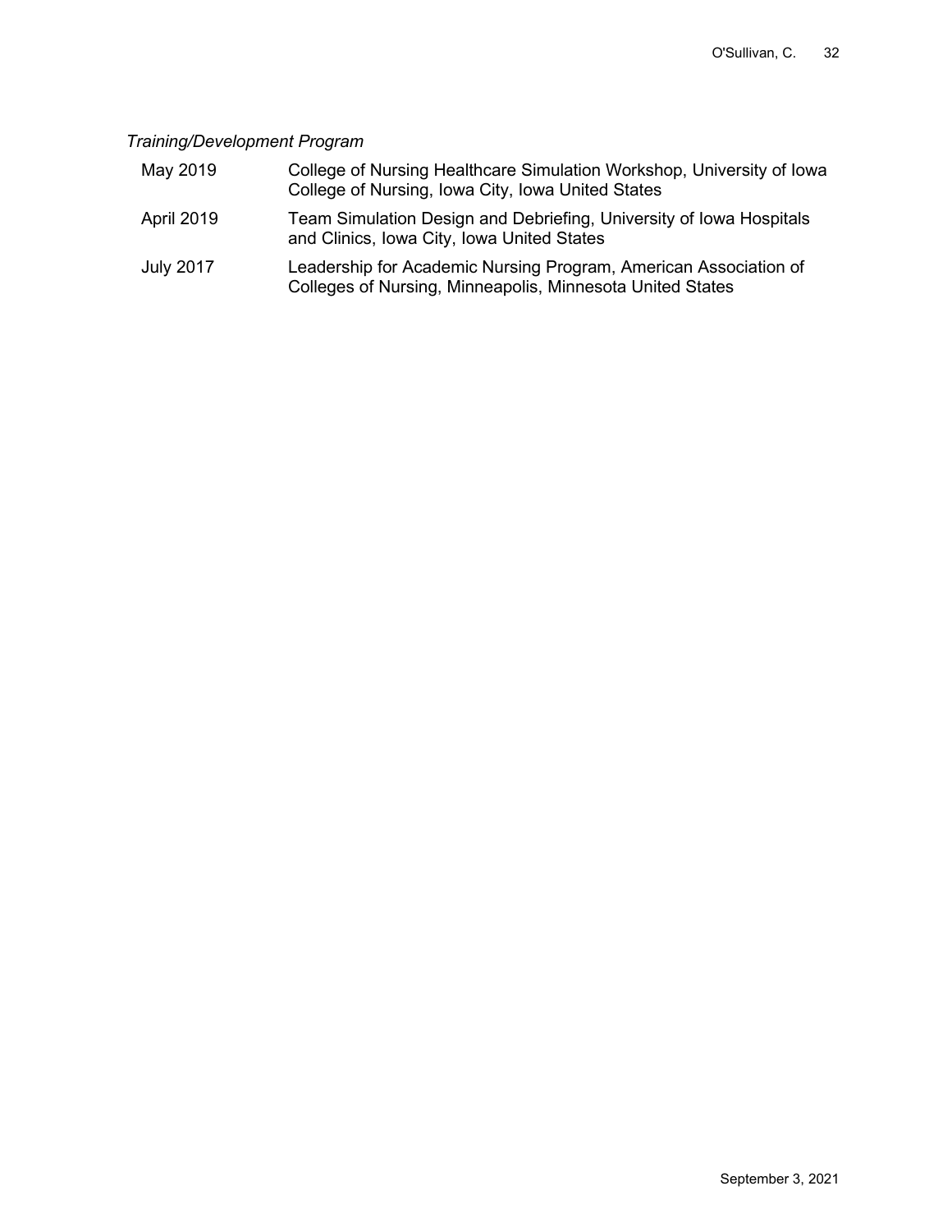*Training/Development Program*

| | |
|---|---|
| May 2019 | College of Nursing Healthcare Simulation Workshop, University of Iowa College of Nursing, Iowa City, Iowa United States |
| April 2019 | Team Simulation Design and Debriefing, University of Iowa Hospitals and Clinics, Iowa City, Iowa United States |
| July 2017 | Leadership for Academic Nursing Program, American Association of Colleges of Nursing, Minneapolis, Minnesota United States |